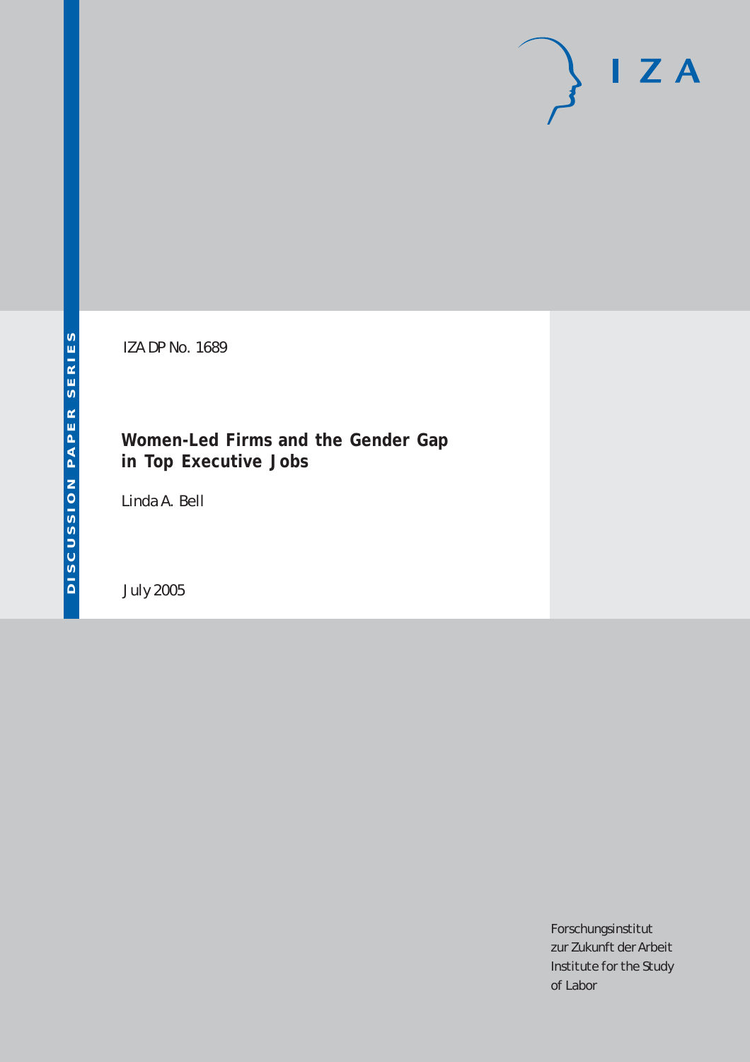DISCUSSION PAPER SERIES

IZA DP No. 1689

# Women-Led Firms and the Gender Gap in Top Executive Jobs

Linda A. Bell

July 2005

Forschungsinstitut
zur Zukunft der Arbeit
Institute for the Study
of Labor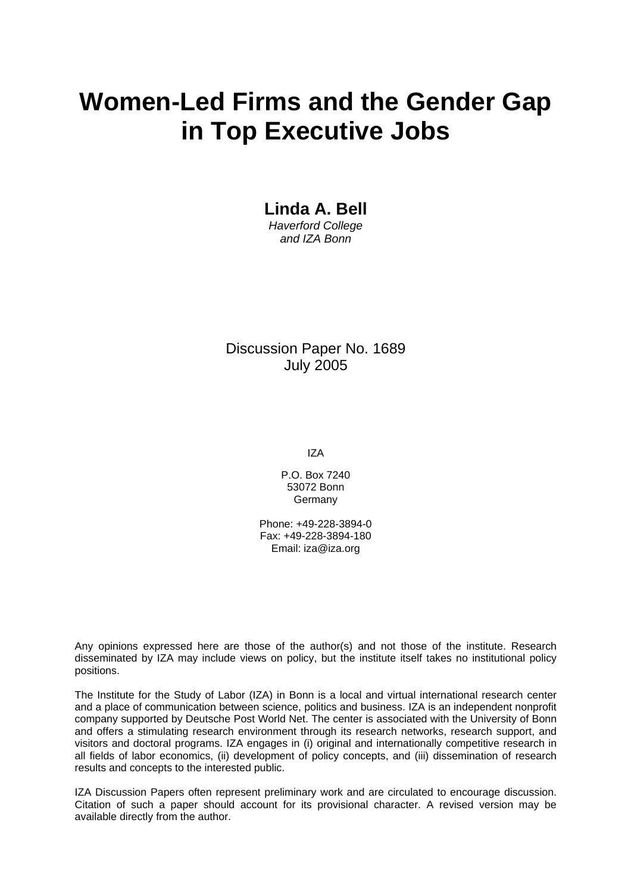# Women-Led Firms and the Gender Gap in Top Executive Jobs

**Linda A. Bell**
*Haverford College*
*and IZA Bonn*

Discussion Paper No. 1689
July 2005

IZA

P.O. Box 7240
53072 Bonn
Germany

Phone: +49-228-3894-0
Fax: +49-228-3894-180
Email: iza@iza.org

Any opinions expressed here are those of the author(s) and not those of the institute. Research disseminated by IZA may include views on policy, but the institute itself takes no institutional policy positions.

The Institute for the Study of Labor (IZA) in Bonn is a local and virtual international research center and a place of communication between science, politics and business. IZA is an independent nonprofit company supported by Deutsche Post World Net. The center is associated with the University of Bonn and offers a stimulating research environment through its research networks, research support, and visitors and doctoral programs. IZA engages in (i) original and internationally competitive research in all fields of labor economics, (ii) development of policy concepts, and (iii) dissemination of research results and concepts to the interested public.

IZA Discussion Papers often represent preliminary work and are circulated to encourage discussion. Citation of such a paper should account for its provisional character. A revised version may be available directly from the author.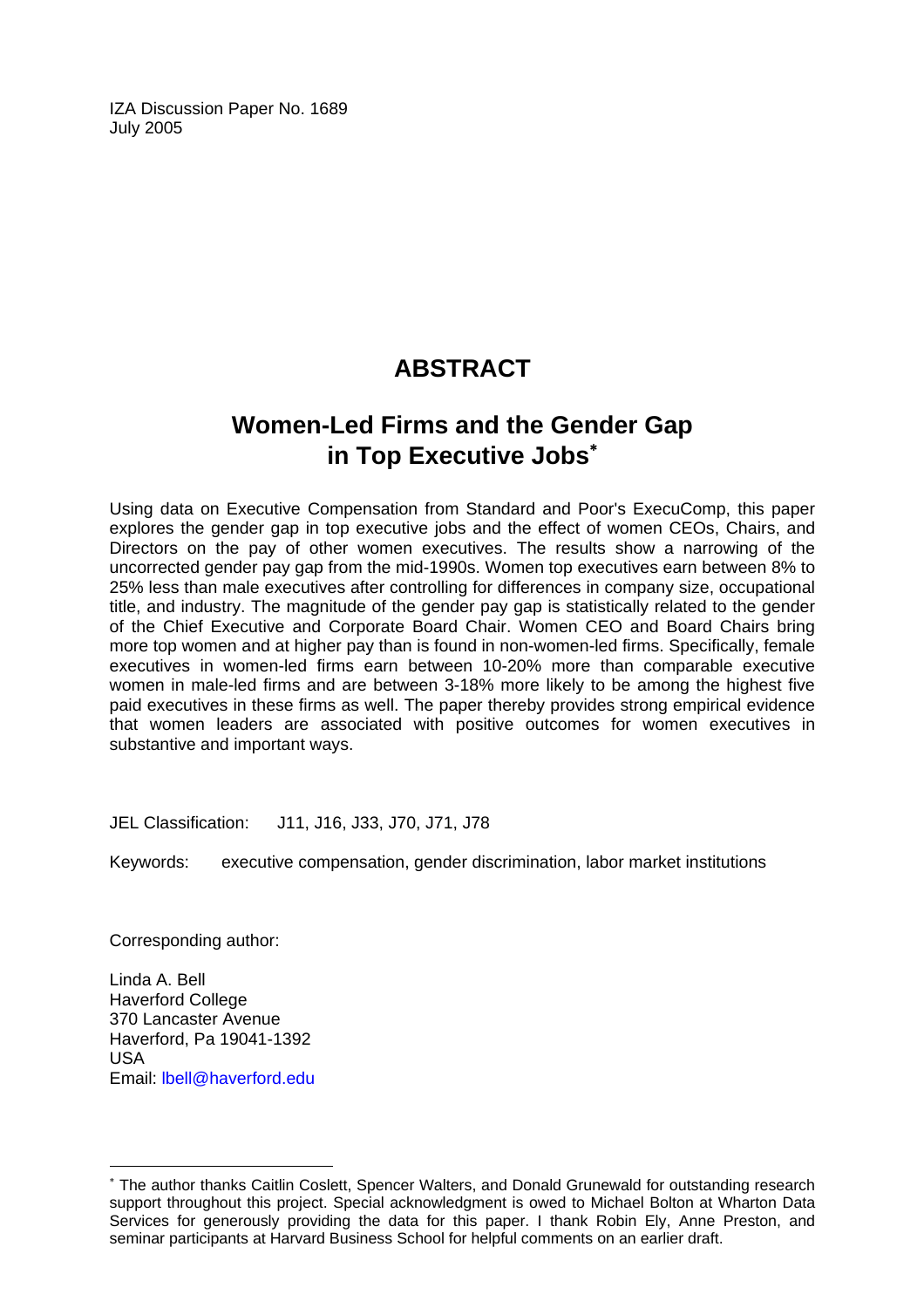IZA Discussion Paper No. 1689
July 2005

# ABSTRACT

## Women-Led Firms and the Gender Gap in Top Executive Jobs*

Using data on Executive Compensation from Standard and Poor's ExecuComp, this paper explores the gender gap in top executive jobs and the effect of women CEOs, Chairs, and Directors on the pay of other women executives. The results show a narrowing of the uncorrected gender pay gap from the mid-1990s. Women top executives earn between 8% to 25% less than male executives after controlling for differences in company size, occupational title, and industry. The magnitude of the gender pay gap is statistically related to the gender of the Chief Executive and Corporate Board Chair. Women CEO and Board Chairs bring more top women and at higher pay than is found in non-women-led firms. Specifically, female executives in women-led firms earn between 10-20% more than comparable executive women in male-led firms and are between 3-18% more likely to be among the highest five paid executives in these firms as well. The paper thereby provides strong empirical evidence that women leaders are associated with positive outcomes for women executives in substantive and important ways.

JEL Classification: J11, J16, J33, J70, J71, J78

Keywords: executive compensation, gender discrimination, labor market institutions

Corresponding author:

Linda A. Bell
Haverford College
370 Lancaster Avenue
Haverford, Pa 19041-1392
USA
Email: lbell@haverford.edu

---

* The author thanks Caitlin Coslett, Spencer Walters, and Donald Grunewald for outstanding research support throughout this project. Special acknowledgment is owed to Michael Bolton at Wharton Data Services for generously providing the data for this paper. I thank Robin Ely, Anne Preston, and seminar participants at Harvard Business School for helpful comments on an earlier draft.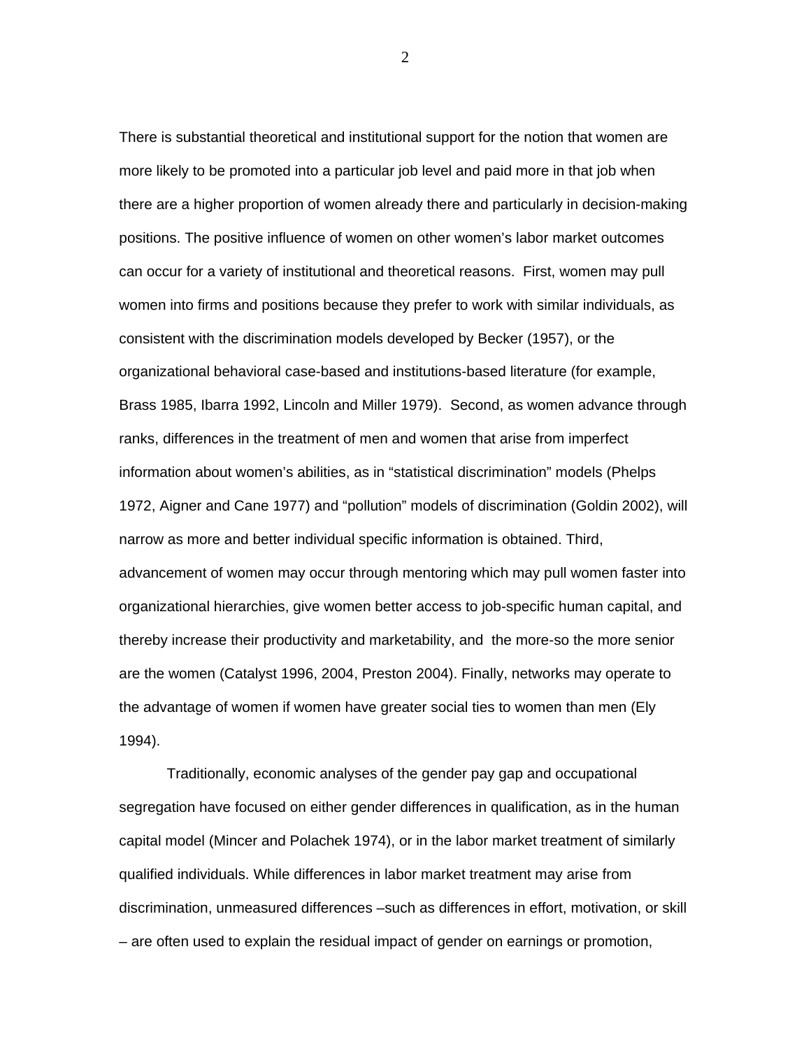There is substantial theoretical and institutional support for the notion that women are more likely to be promoted into a particular job level and paid more in that job when there are a higher proportion of women already there and particularly in decision-making positions. The positive influence of women on other women's labor market outcomes can occur for a variety of institutional and theoretical reasons. First, women may pull women into firms and positions because they prefer to work with similar individuals, as consistent with the discrimination models developed by Becker (1957), or the organizational behavioral case-based and institutions-based literature (for example, Brass 1985, Ibarra 1992, Lincoln and Miller 1979). Second, as women advance through ranks, differences in the treatment of men and women that arise from imperfect information about women's abilities, as in "statistical discrimination" models (Phelps 1972, Aigner and Cane 1977) and "pollution" models of discrimination (Goldin 2002), will narrow as more and better individual specific information is obtained. Third, advancement of women may occur through mentoring which may pull women faster into organizational hierarchies, give women better access to job-specific human capital, and thereby increase their productivity and marketability, and the more-so the more senior are the women (Catalyst 1996, 2004, Preston 2004). Finally, networks may operate to the advantage of women if women have greater social ties to women than men (Ely 1994).

Traditionally, economic analyses of the gender pay gap and occupational segregation have focused on either gender differences in qualification, as in the human capital model (Mincer and Polachek 1974), or in the labor market treatment of similarly qualified individuals. While differences in labor market treatment may arise from discrimination, unmeasured differences –such as differences in effort, motivation, or skill – are often used to explain the residual impact of gender on earnings or promotion,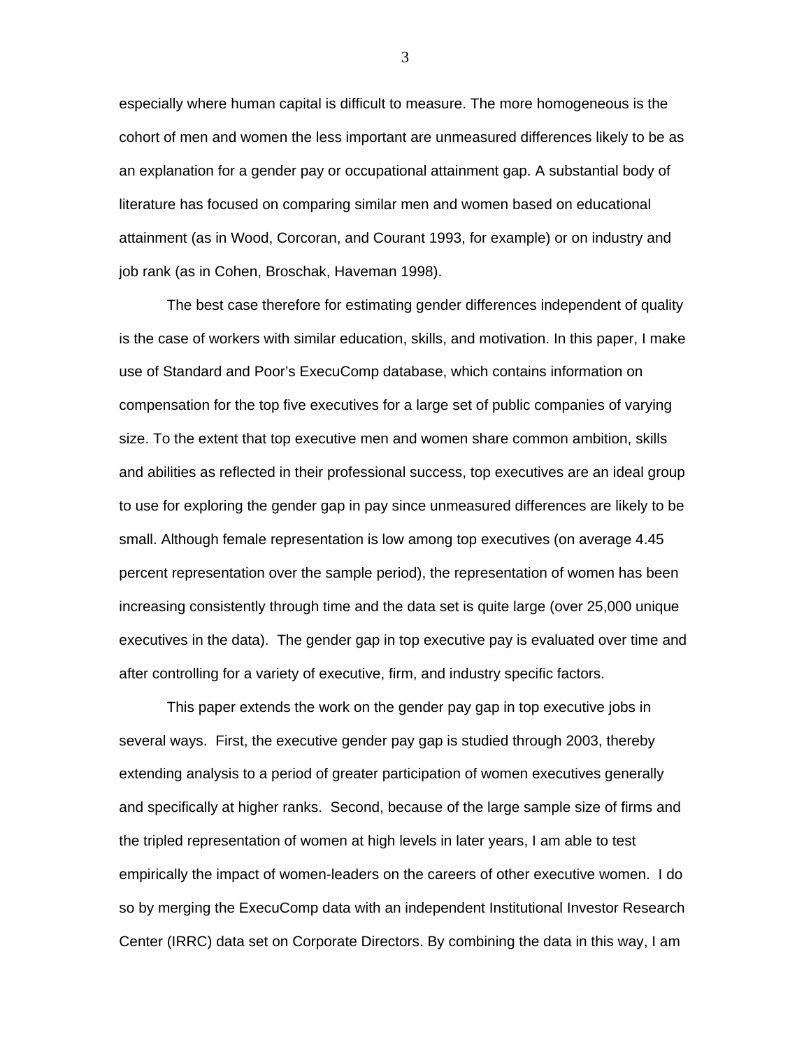especially where human capital is difficult to measure. The more homogeneous is the cohort of men and women the less important are unmeasured differences likely to be as an explanation for a gender pay or occupational attainment gap. A substantial body of literature has focused on comparing similar men and women based on educational attainment (as in Wood, Corcoran, and Courant 1993, for example) or on industry and job rank (as in Cohen, Broschak, Haveman 1998).

The best case therefore for estimating gender differences independent of quality is the case of workers with similar education, skills, and motivation. In this paper, I make use of Standard and Poor's ExecuComp database, which contains information on compensation for the top five executives for a large set of public companies of varying size. To the extent that top executive men and women share common ambition, skills and abilities as reflected in their professional success, top executives are an ideal group to use for exploring the gender gap in pay since unmeasured differences are likely to be small. Although female representation is low among top executives (on average 4.45 percent representation over the sample period), the representation of women has been increasing consistently through time and the data set is quite large (over 25,000 unique executives in the data). The gender gap in top executive pay is evaluated over time and after controlling for a variety of executive, firm, and industry specific factors.

This paper extends the work on the gender pay gap in top executive jobs in several ways. First, the executive gender pay gap is studied through 2003, thereby extending analysis to a period of greater participation of women executives generally and specifically at higher ranks. Second, because of the large sample size of firms and the tripled representation of women at high levels in later years, I am able to test empirically the impact of women-leaders on the careers of other executive women. I do so by merging the ExecuComp data with an independent Institutional Investor Research Center (IRRC) data set on Corporate Directors. By combining the data in this way, I am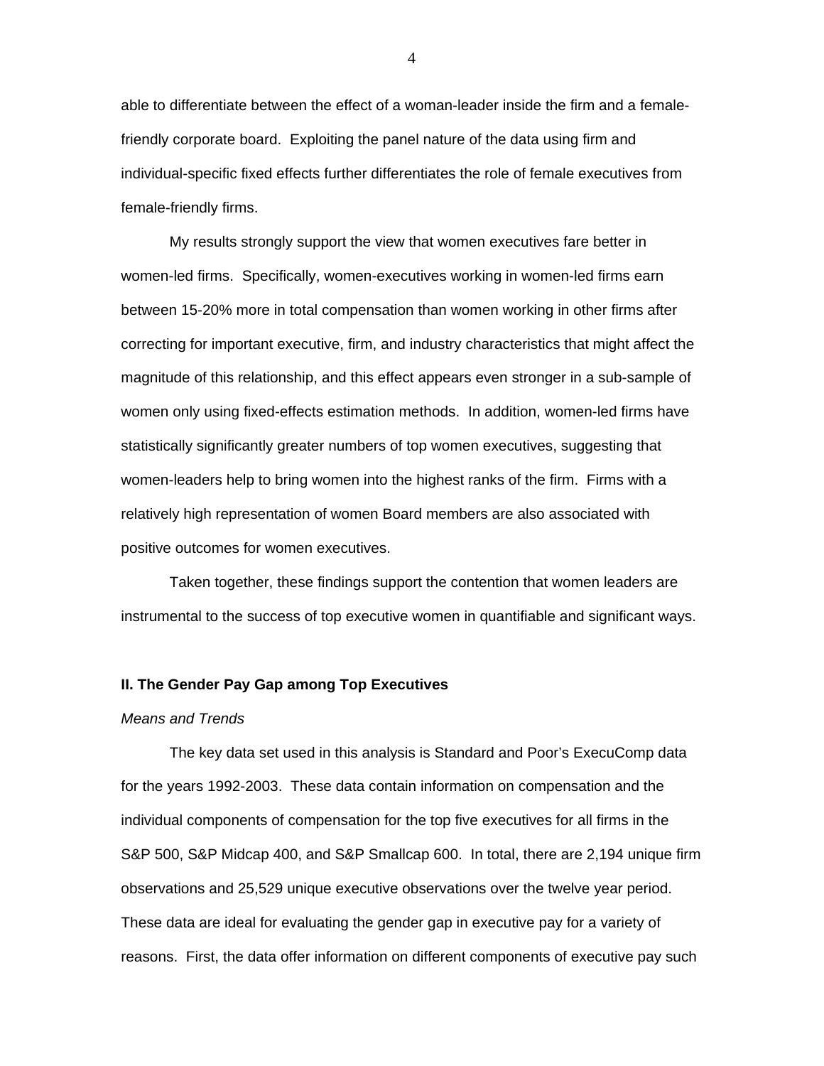able to differentiate between the effect of a woman-leader inside the firm and a female-friendly corporate board. Exploiting the panel nature of the data using firm and individual-specific fixed effects further differentiates the role of female executives from female-friendly firms.

My results strongly support the view that women executives fare better in women-led firms. Specifically, women-executives working in women-led firms earn between 15-20% more in total compensation than women working in other firms after correcting for important executive, firm, and industry characteristics that might affect the magnitude of this relationship, and this effect appears even stronger in a sub-sample of women only using fixed-effects estimation methods. In addition, women-led firms have statistically significantly greater numbers of top women executives, suggesting that women-leaders help to bring women into the highest ranks of the firm. Firms with a relatively high representation of women Board members are also associated with positive outcomes for women executives.

Taken together, these findings support the contention that women leaders are instrumental to the success of top executive women in quantifiable and significant ways.

## II. The Gender Pay Gap among Top Executives

*Means and Trends*

The key data set used in this analysis is Standard and Poor's ExecuComp data for the years 1992-2003. These data contain information on compensation and the individual components of compensation for the top five executives for all firms in the S&P 500, S&P Midcap 400, and S&P Smallcap 600. In total, there are 2,194 unique firm observations and 25,529 unique executive observations over the twelve year period. These data are ideal for evaluating the gender gap in executive pay for a variety of reasons. First, the data offer information on different components of executive pay such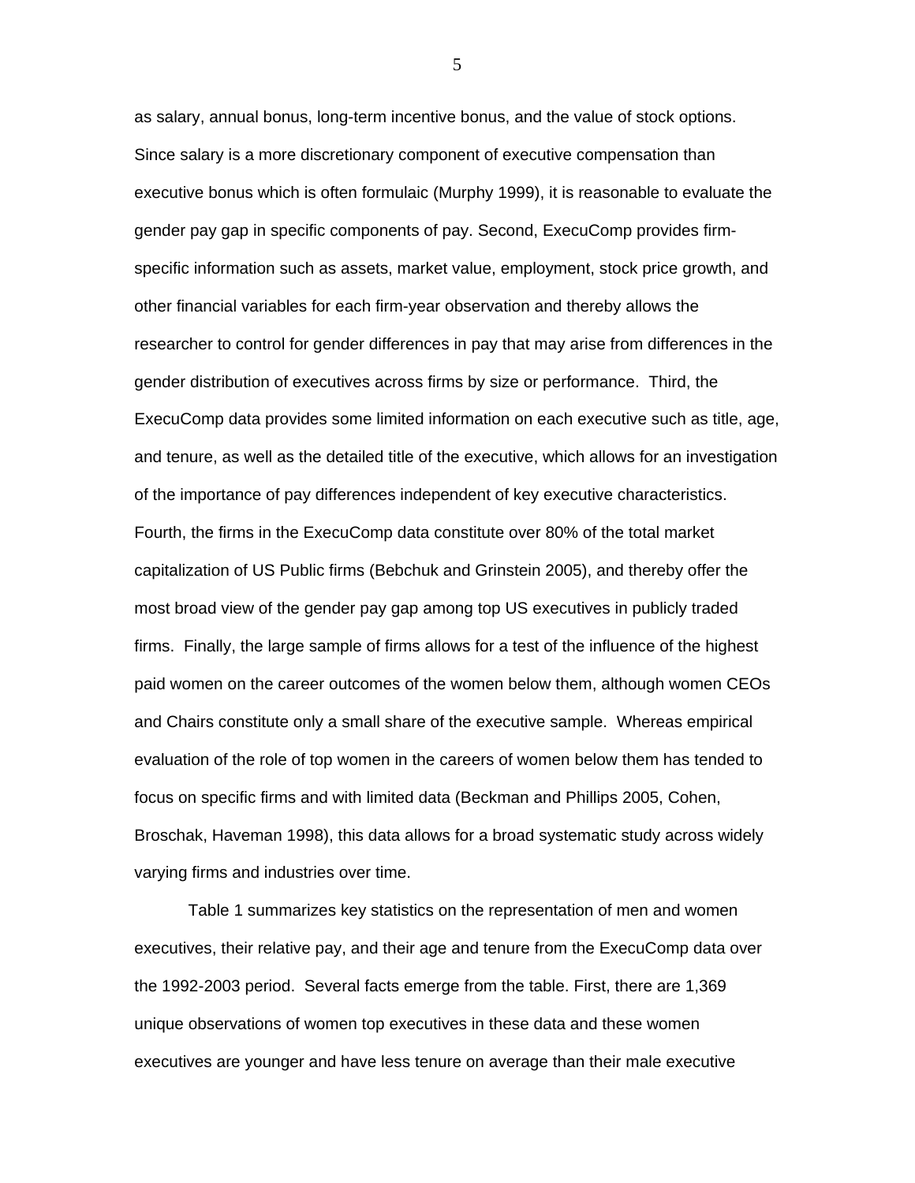as salary, annual bonus, long-term incentive bonus, and the value of stock options. Since salary is a more discretionary component of executive compensation than executive bonus which is often formulaic (Murphy 1999), it is reasonable to evaluate the gender pay gap in specific components of pay. Second, ExecuComp provides firm-specific information such as assets, market value, employment, stock price growth, and other financial variables for each firm-year observation and thereby allows the researcher to control for gender differences in pay that may arise from differences in the gender distribution of executives across firms by size or performance. Third, the ExecuComp data provides some limited information on each executive such as title, age, and tenure, as well as the detailed title of the executive, which allows for an investigation of the importance of pay differences independent of key executive characteristics. Fourth, the firms in the ExecuComp data constitute over 80% of the total market capitalization of US Public firms (Bebchuk and Grinstein 2005), and thereby offer the most broad view of the gender pay gap among top US executives in publicly traded firms. Finally, the large sample of firms allows for a test of the influence of the highest paid women on the career outcomes of the women below them, although women CEOs and Chairs constitute only a small share of the executive sample. Whereas empirical evaluation of the role of top women in the careers of women below them has tended to focus on specific firms and with limited data (Beckman and Phillips 2005, Cohen, Broschak, Haveman 1998), this data allows for a broad systematic study across widely varying firms and industries over time.

Table 1 summarizes key statistics on the representation of men and women executives, their relative pay, and their age and tenure from the ExecuComp data over the 1992-2003 period. Several facts emerge from the table. First, there are 1,369 unique observations of women top executives in these data and these women executives are younger and have less tenure on average than their male executive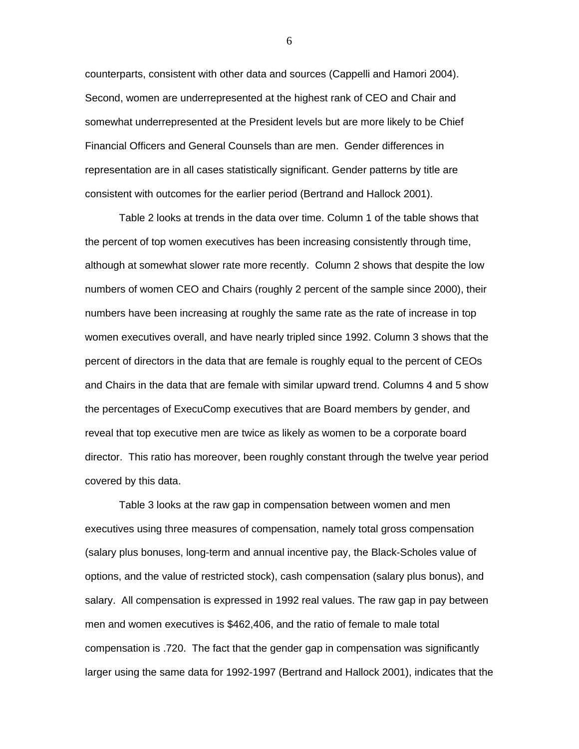counterparts, consistent with other data and sources (Cappelli and Hamori 2004). Second, women are underrepresented at the highest rank of CEO and Chair and somewhat underrepresented at the President levels but are more likely to be Chief Financial Officers and General Counsels than are men. Gender differences in representation are in all cases statistically significant. Gender patterns by title are consistent with outcomes for the earlier period (Bertrand and Hallock 2001).

Table 2 looks at trends in the data over time. Column 1 of the table shows that the percent of top women executives has been increasing consistently through time, although at somewhat slower rate more recently. Column 2 shows that despite the low numbers of women CEO and Chairs (roughly 2 percent of the sample since 2000), their numbers have been increasing at roughly the same rate as the rate of increase in top women executives overall, and have nearly tripled since 1992. Column 3 shows that the percent of directors in the data that are female is roughly equal to the percent of CEOs and Chairs in the data that are female with similar upward trend. Columns 4 and 5 show the percentages of ExecuComp executives that are Board members by gender, and reveal that top executive men are twice as likely as women to be a corporate board director. This ratio has moreover, been roughly constant through the twelve year period covered by this data.

Table 3 looks at the raw gap in compensation between women and men executives using three measures of compensation, namely total gross compensation (salary plus bonuses, long-term and annual incentive pay, the Black-Scholes value of options, and the value of restricted stock), cash compensation (salary plus bonus), and salary. All compensation is expressed in 1992 real values. The raw gap in pay between men and women executives is $462,406, and the ratio of female to male total compensation is .720. The fact that the gender gap in compensation was significantly larger using the same data for 1992-1997 (Bertrand and Hallock 2001), indicates that the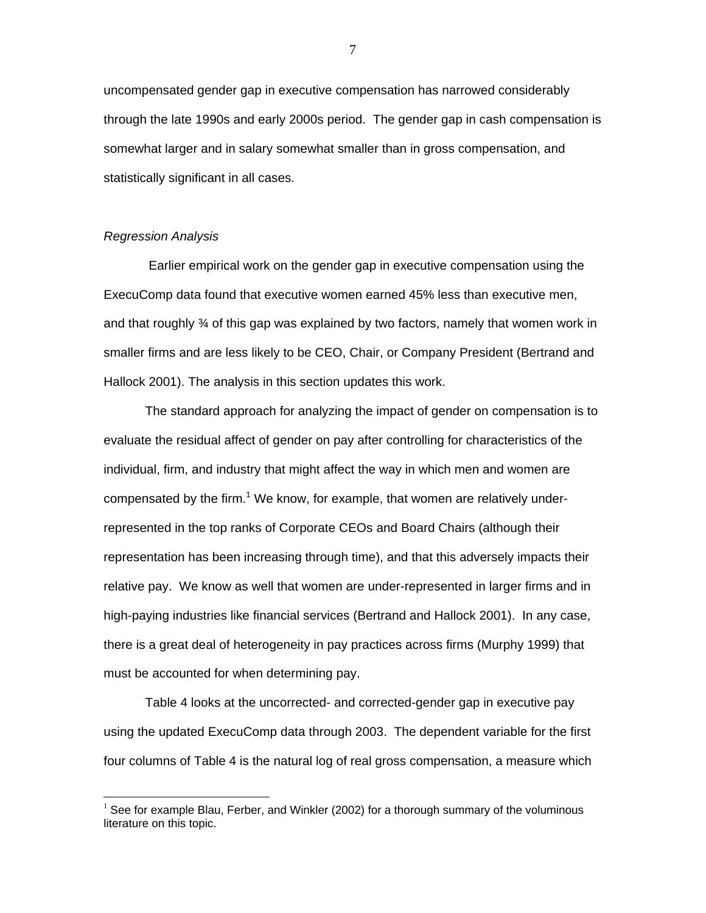uncompensated gender gap in executive compensation has narrowed considerably through the late 1990s and early 2000s period. The gender gap in cash compensation is somewhat larger and in salary somewhat smaller than in gross compensation, and statistically significant in all cases.

*Regression Analysis*

Earlier empirical work on the gender gap in executive compensation using the ExecuComp data found that executive women earned 45% less than executive men, and that roughly ¾ of this gap was explained by two factors, namely that women work in smaller firms and are less likely to be CEO, Chair, or Company President (Bertrand and Hallock 2001). The analysis in this section updates this work.

The standard approach for analyzing the impact of gender on compensation is to evaluate the residual affect of gender on pay after controlling for characteristics of the individual, firm, and industry that might affect the way in which men and women are compensated by the firm.[1] We know, for example, that women are relatively under-represented in the top ranks of Corporate CEOs and Board Chairs (although their representation has been increasing through time), and that this adversely impacts their relative pay. We know as well that women are under-represented in larger firms and in high-paying industries like financial services (Bertrand and Hallock 2001). In any case, there is a great deal of heterogeneity in pay practices across firms (Murphy 1999) that must be accounted for when determining pay.

Table 4 looks at the uncorrected- and corrected-gender gap in executive pay using the updated ExecuComp data through 2003. The dependent variable for the first four columns of Table 4 is the natural log of real gross compensation, a measure which

[1] See for example Blau, Ferber, and Winkler (2002) for a thorough summary of the voluminous literature on this topic.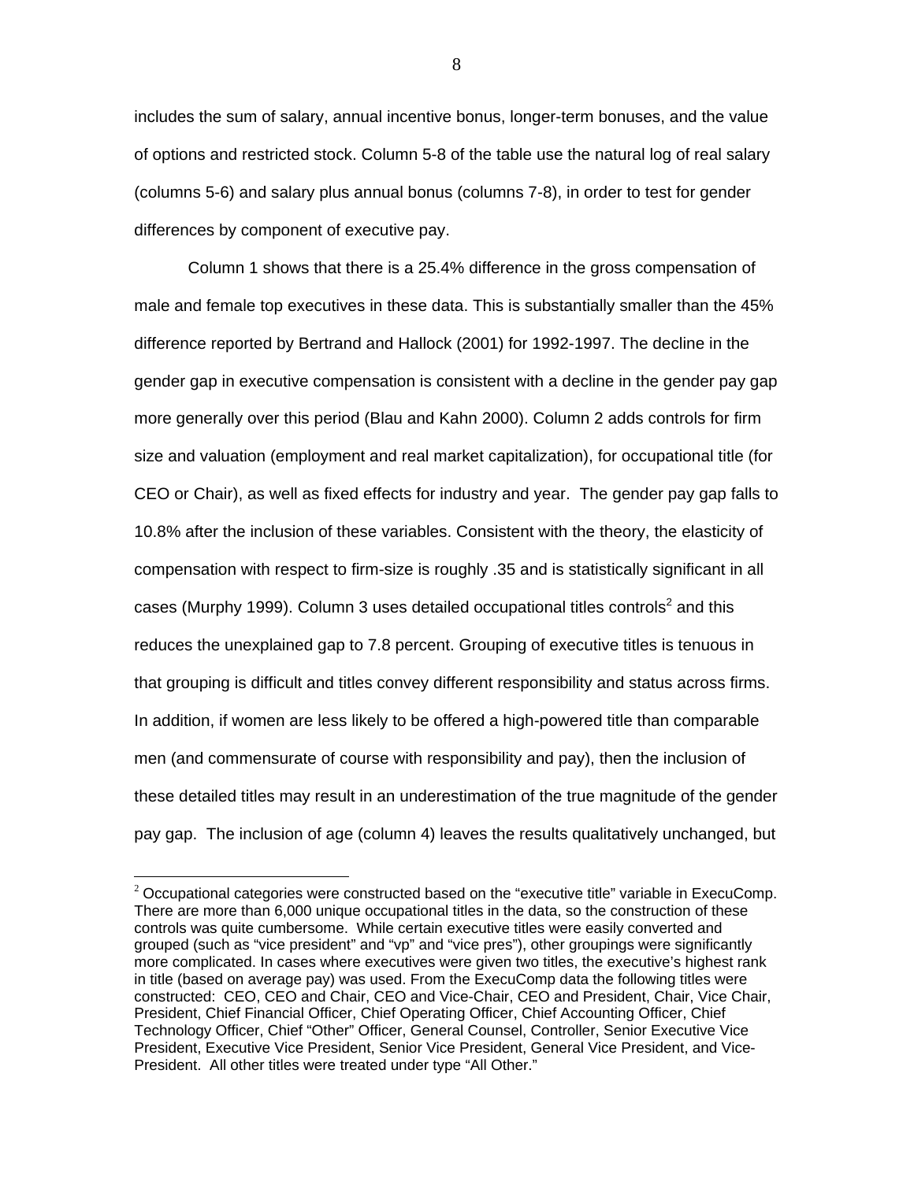includes the sum of salary, annual incentive bonus, longer-term bonuses, and the value of options and restricted stock. Column 5-8 of the table use the natural log of real salary (columns 5-6) and salary plus annual bonus (columns 7-8), in order to test for gender differences by component of executive pay.

Column 1 shows that there is a 25.4% difference in the gross compensation of male and female top executives in these data. This is substantially smaller than the 45% difference reported by Bertrand and Hallock (2001) for 1992-1997. The decline in the gender gap in executive compensation is consistent with a decline in the gender pay gap more generally over this period (Blau and Kahn 2000). Column 2 adds controls for firm size and valuation (employment and real market capitalization), for occupational title (for CEO or Chair), as well as fixed effects for industry and year. The gender pay gap falls to 10.8% after the inclusion of these variables. Consistent with the theory, the elasticity of compensation with respect to firm-size is roughly .35 and is statistically significant in all cases (Murphy 1999). Column 3 uses detailed occupational titles controls[2] and this reduces the unexplained gap to 7.8 percent. Grouping of executive titles is tenuous in that grouping is difficult and titles convey different responsibility and status across firms. In addition, if women are less likely to be offered a high-powered title than comparable men (and commensurate of course with responsibility and pay), then the inclusion of these detailed titles may result in an underestimation of the true magnitude of the gender pay gap. The inclusion of age (column 4) leaves the results qualitatively unchanged, but

[2] Occupational categories were constructed based on the "executive title" variable in ExecuComp. There are more than 6,000 unique occupational titles in the data, so the construction of these controls was quite cumbersome. While certain executive titles were easily converted and grouped (such as "vice president" and "vp" and "vice pres"), other groupings were significantly more complicated. In cases where executives were given two titles, the executive's highest rank in title (based on average pay) was used. From the ExecuComp data the following titles were constructed: CEO, CEO and Chair, CEO and Vice-Chair, CEO and President, Chair, Vice Chair, President, Chief Financial Officer, Chief Operating Officer, Chief Accounting Officer, Chief Technology Officer, Chief "Other" Officer, General Counsel, Controller, Senior Executive Vice President, Executive Vice President, Senior Vice President, General Vice President, and Vice-President. All other titles were treated under type "All Other."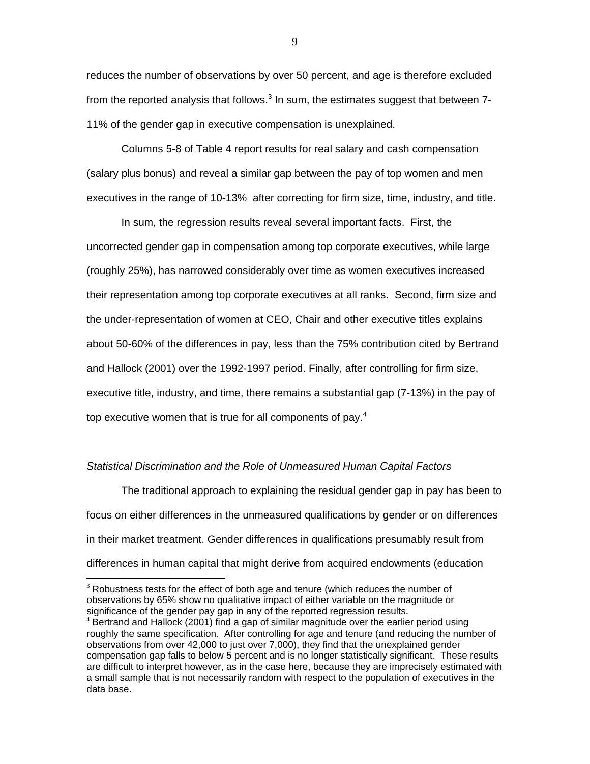reduces the number of observations by over 50 percent, and age is therefore excluded from the reported analysis that follows.[3] In sum, the estimates suggest that between 7-11% of the gender gap in executive compensation is unexplained.

Columns 5-8 of Table 4 report results for real salary and cash compensation (salary plus bonus) and reveal a similar gap between the pay of top women and men executives in the range of 10-13% after correcting for firm size, time, industry, and title.

In sum, the regression results reveal several important facts. First, the uncorrected gender gap in compensation among top corporate executives, while large (roughly 25%), has narrowed considerably over time as women executives increased their representation among top corporate executives at all ranks. Second, firm size and the under-representation of women at CEO, Chair and other executive titles explains about 50-60% of the differences in pay, less than the 75% contribution cited by Bertrand and Hallock (2001) over the 1992-1997 period. Finally, after controlling for firm size, executive title, industry, and time, there remains a substantial gap (7-13%) in the pay of top executive women that is true for all components of pay.[4]

*Statistical Discrimination and the Role of Unmeasured Human Capital Factors*

The traditional approach to explaining the residual gender gap in pay has been to focus on either differences in the unmeasured qualifications by gender or on differences in their market treatment. Gender differences in qualifications presumably result from differences in human capital that might derive from acquired endowments (education

---

[3] Robustness tests for the effect of both age and tenure (which reduces the number of observations by 65% show no qualitative impact of either variable on the magnitude or significance of the gender pay gap in any of the reported regression results.

[4] Bertrand and Hallock (2001) find a gap of similar magnitude over the earlier period using roughly the same specification. After controlling for age and tenure (and reducing the number of observations from over 42,000 to just over 7,000), they find that the unexplained gender compensation gap falls to below 5 percent and is no longer statistically significant. These results are difficult to interpret however, as in the case here, because they are imprecisely estimated with a small sample that is not necessarily random with respect to the population of executives in the data base.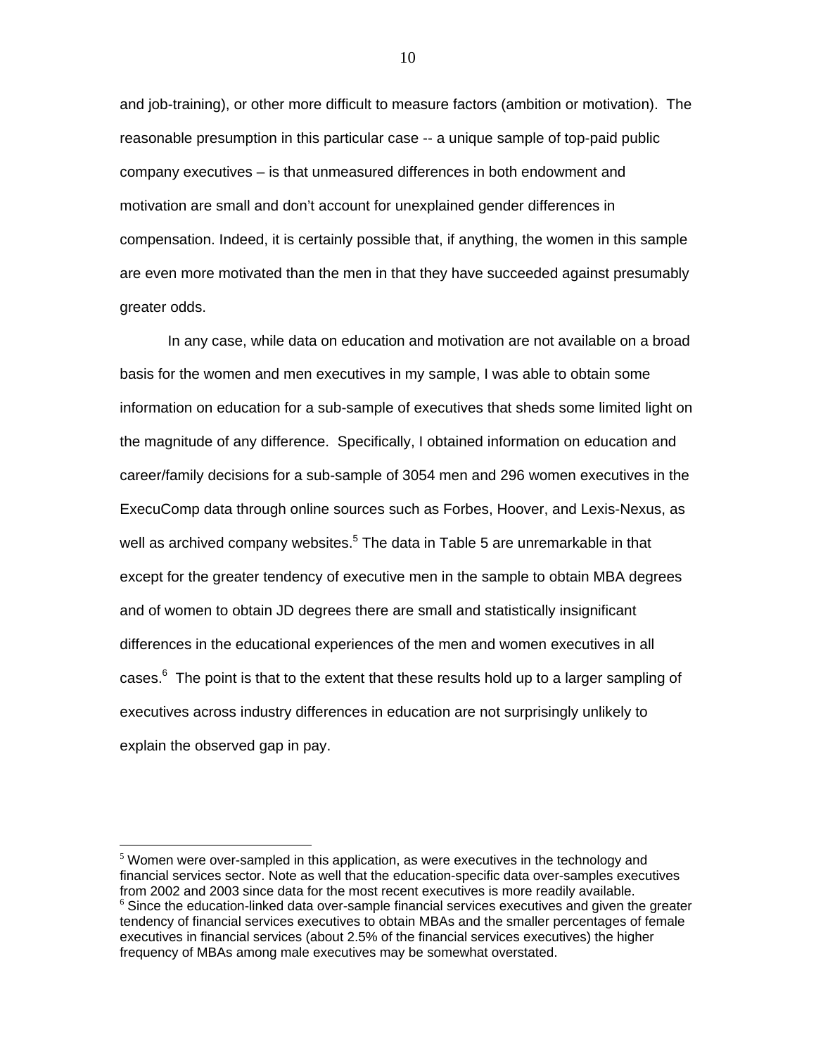and job-training), or other more difficult to measure factors (ambition or motivation). The reasonable presumption in this particular case -- a unique sample of top-paid public company executives – is that unmeasured differences in both endowment and motivation are small and don't account for unexplained gender differences in compensation. Indeed, it is certainly possible that, if anything, the women in this sample are even more motivated than the men in that they have succeeded against presumably greater odds.

In any case, while data on education and motivation are not available on a broad basis for the women and men executives in my sample, I was able to obtain some information on education for a sub-sample of executives that sheds some limited light on the magnitude of any difference. Specifically, I obtained information on education and career/family decisions for a sub-sample of 3054 men and 296 women executives in the ExecuComp data through online sources such as Forbes, Hoover, and Lexis-Nexus, as well as archived company websites.[5] The data in Table 5 are unremarkable in that except for the greater tendency of executive men in the sample to obtain MBA degrees and of women to obtain JD degrees there are small and statistically insignificant differences in the educational experiences of the men and women executives in all cases.[6] The point is that to the extent that these results hold up to a larger sampling of executives across industry differences in education are not surprisingly unlikely to explain the observed gap in pay.

---

[5] Women were over-sampled in this application, as were executives in the technology and financial services sector. Note as well that the education-specific data over-samples executives from 2002 and 2003 since data for the most recent executives is more readily available.

[6] Since the education-linked data over-sample financial services executives and given the greater tendency of financial services executives to obtain MBAs and the smaller percentages of female executives in financial services (about 2.5% of the financial services executives) the higher frequency of MBAs among male executives may be somewhat overstated.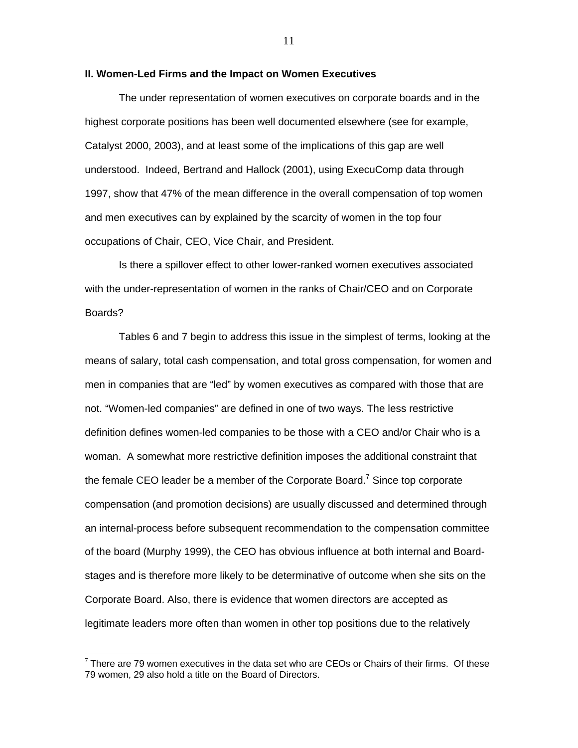## II. Women-Led Firms and the Impact on Women Executives

The under representation of women executives on corporate boards and in the highest corporate positions has been well documented elsewhere (see for example, Catalyst 2000, 2003), and at least some of the implications of this gap are well understood. Indeed, Bertrand and Hallock (2001), using ExecuComp data through 1997, show that 47% of the mean difference in the overall compensation of top women and men executives can by explained by the scarcity of women in the top four occupations of Chair, CEO, Vice Chair, and President.

Is there a spillover effect to other lower-ranked women executives associated with the under-representation of women in the ranks of Chair/CEO and on Corporate Boards?

Tables 6 and 7 begin to address this issue in the simplest of terms, looking at the means of salary, total cash compensation, and total gross compensation, for women and men in companies that are "led" by women executives as compared with those that are not. "Women-led companies" are defined in one of two ways. The less restrictive definition defines women-led companies to be those with a CEO and/or Chair who is a woman. A somewhat more restrictive definition imposes the additional constraint that the female CEO leader be a member of the Corporate Board.[7] Since top corporate compensation (and promotion decisions) are usually discussed and determined through an internal-process before subsequent recommendation to the compensation committee of the board (Murphy 1999), the CEO has obvious influence at both internal and Board-stages and is therefore more likely to be determinative of outcome when she sits on the Corporate Board. Also, there is evidence that women directors are accepted as legitimate leaders more often than women in other top positions due to the relatively

[7] There are 79 women executives in the data set who are CEOs or Chairs of their firms. Of these 79 women, 29 also hold a title on the Board of Directors.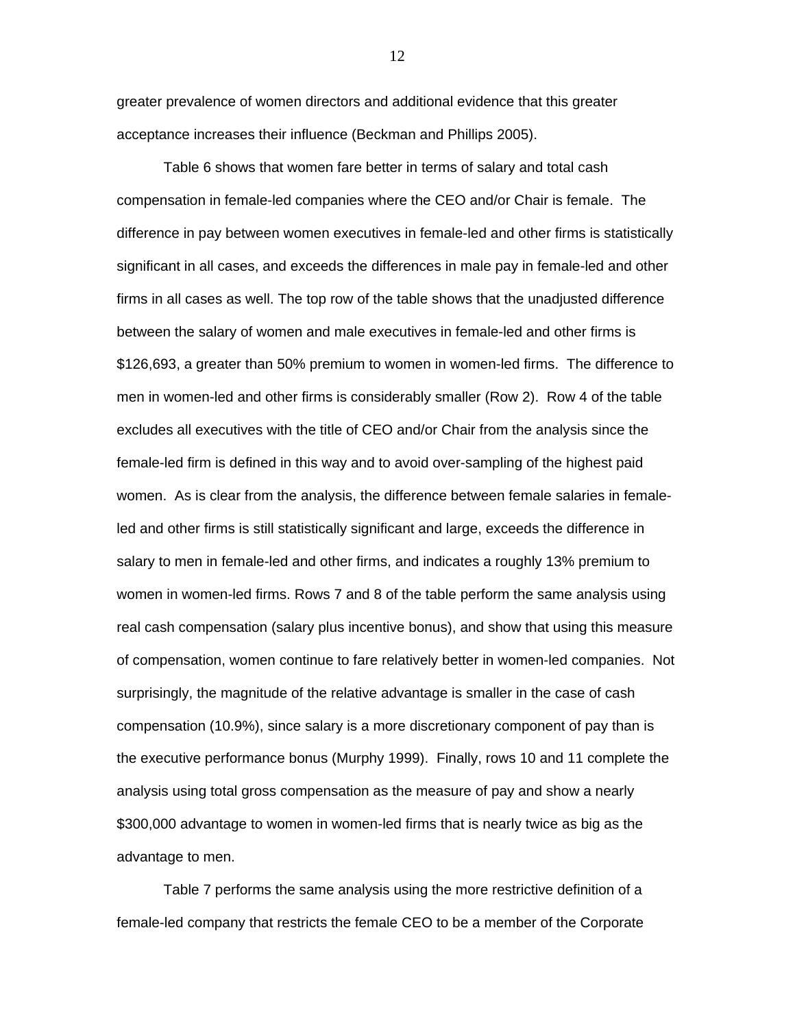greater prevalence of women directors and additional evidence that this greater acceptance increases their influence (Beckman and Phillips 2005).

Table 6 shows that women fare better in terms of salary and total cash compensation in female-led companies where the CEO and/or Chair is female. The difference in pay between women executives in female-led and other firms is statistically significant in all cases, and exceeds the differences in male pay in female-led and other firms in all cases as well. The top row of the table shows that the unadjusted difference between the salary of women and male executives in female-led and other firms is $126,693, a greater than 50% premium to women in women-led firms. The difference to men in women-led and other firms is considerably smaller (Row 2). Row 4 of the table excludes all executives with the title of CEO and/or Chair from the analysis since the female-led firm is defined in this way and to avoid over-sampling of the highest paid women. As is clear from the analysis, the difference between female salaries in female-led and other firms is still statistically significant and large, exceeds the difference in salary to men in female-led and other firms, and indicates a roughly 13% premium to women in women-led firms. Rows 7 and 8 of the table perform the same analysis using real cash compensation (salary plus incentive bonus), and show that using this measure of compensation, women continue to fare relatively better in women-led companies. Not surprisingly, the magnitude of the relative advantage is smaller in the case of cash compensation (10.9%), since salary is a more discretionary component of pay than is the executive performance bonus (Murphy 1999). Finally, rows 10 and 11 complete the analysis using total gross compensation as the measure of pay and show a nearly $300,000 advantage to women in women-led firms that is nearly twice as big as the advantage to men.

Table 7 performs the same analysis using the more restrictive definition of a female-led company that restricts the female CEO to be a member of the Corporate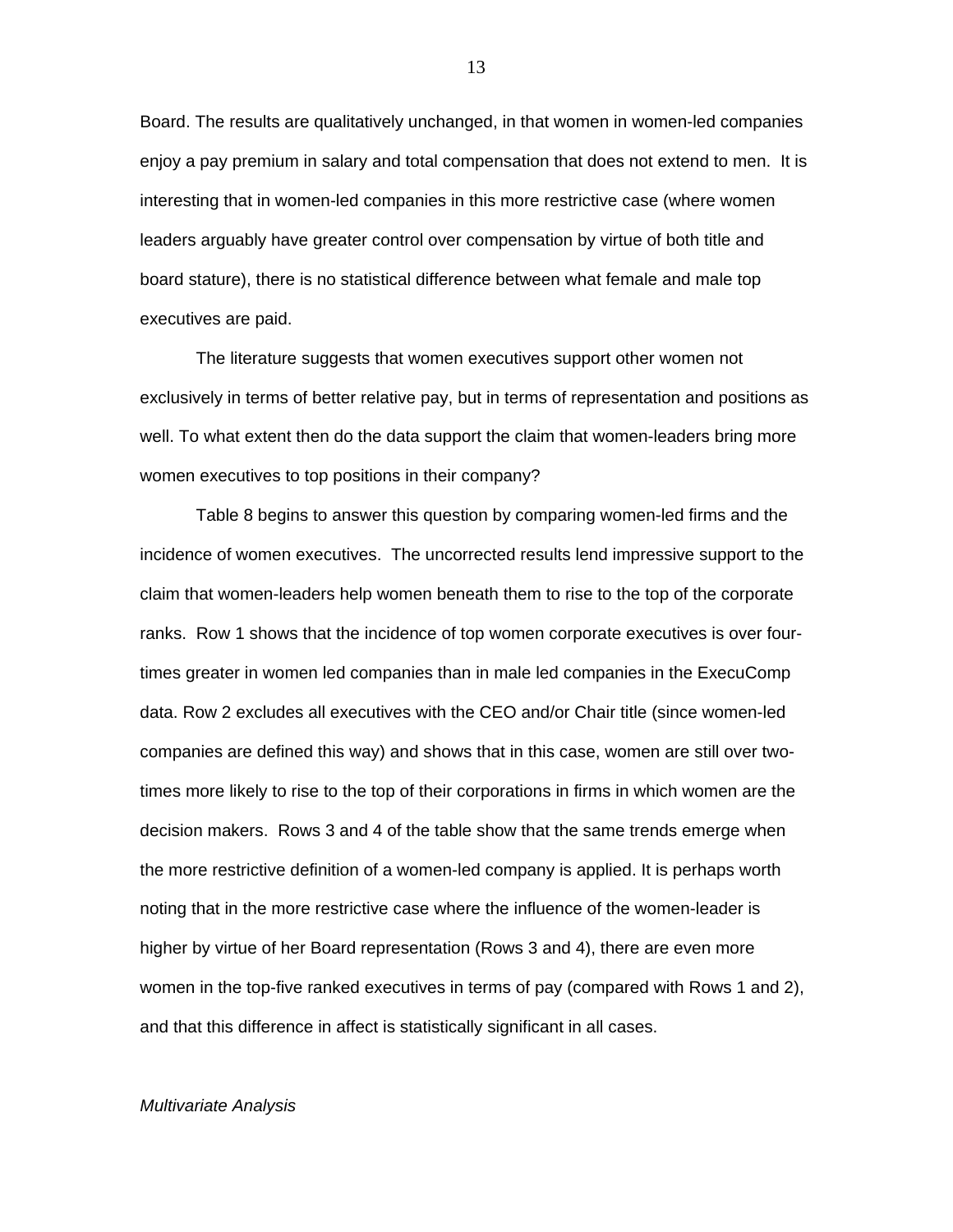Board. The results are qualitatively unchanged, in that women in women-led companies enjoy a pay premium in salary and total compensation that does not extend to men. It is interesting that in women-led companies in this more restrictive case (where women leaders arguably have greater control over compensation by virtue of both title and board stature), there is no statistical difference between what female and male top executives are paid.

The literature suggests that women executives support other women not exclusively in terms of better relative pay, but in terms of representation and positions as well. To what extent then do the data support the claim that women-leaders bring more women executives to top positions in their company?

Table 8 begins to answer this question by comparing women-led firms and the incidence of women executives. The uncorrected results lend impressive support to the claim that women-leaders help women beneath them to rise to the top of the corporate ranks. Row 1 shows that the incidence of top women corporate executives is over four-times greater in women led companies than in male led companies in the ExecuComp data. Row 2 excludes all executives with the CEO and/or Chair title (since women-led companies are defined this way) and shows that in this case, women are still over two-times more likely to rise to the top of their corporations in firms in which women are the decision makers. Rows 3 and 4 of the table show that the same trends emerge when the more restrictive definition of a women-led company is applied. It is perhaps worth noting that in the more restrictive case where the influence of the women-leader is higher by virtue of her Board representation (Rows 3 and 4), there are even more women in the top-five ranked executives in terms of pay (compared with Rows 1 and 2), and that this difference in affect is statistically significant in all cases.

*Multivariate Analysis*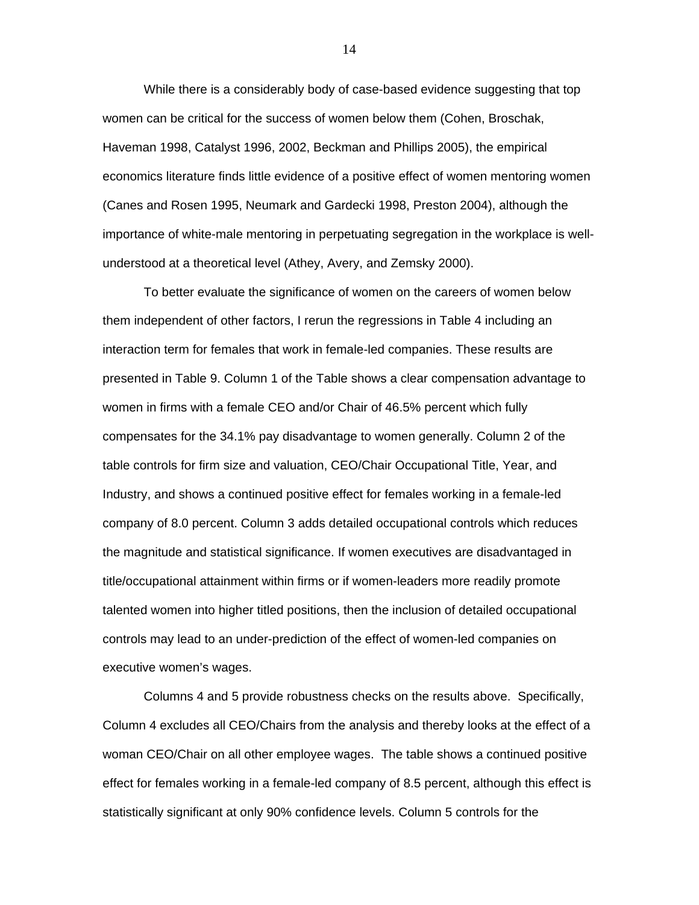While there is a considerably body of case-based evidence suggesting that top women can be critical for the success of women below them (Cohen, Broschak, Haveman 1998, Catalyst 1996, 2002, Beckman and Phillips 2005), the empirical economics literature finds little evidence of a positive effect of women mentoring women (Canes and Rosen 1995, Neumark and Gardecki 1998, Preston 2004), although the importance of white-male mentoring in perpetuating segregation in the workplace is well-understood at a theoretical level (Athey, Avery, and Zemsky 2000).

To better evaluate the significance of women on the careers of women below them independent of other factors, I rerun the regressions in Table 4 including an interaction term for females that work in female-led companies. These results are presented in Table 9. Column 1 of the Table shows a clear compensation advantage to women in firms with a female CEO and/or Chair of 46.5% percent which fully compensates for the 34.1% pay disadvantage to women generally. Column 2 of the table controls for firm size and valuation, CEO/Chair Occupational Title, Year, and Industry, and shows a continued positive effect for females working in a female-led company of 8.0 percent. Column 3 adds detailed occupational controls which reduces the magnitude and statistical significance. If women executives are disadvantaged in title/occupational attainment within firms or if women-leaders more readily promote talented women into higher titled positions, then the inclusion of detailed occupational controls may lead to an under-prediction of the effect of women-led companies on executive women's wages.

Columns 4 and 5 provide robustness checks on the results above. Specifically, Column 4 excludes all CEO/Chairs from the analysis and thereby looks at the effect of a woman CEO/Chair on all other employee wages. The table shows a continued positive effect for females working in a female-led company of 8.5 percent, although this effect is statistically significant at only 90% confidence levels. Column 5 controls for the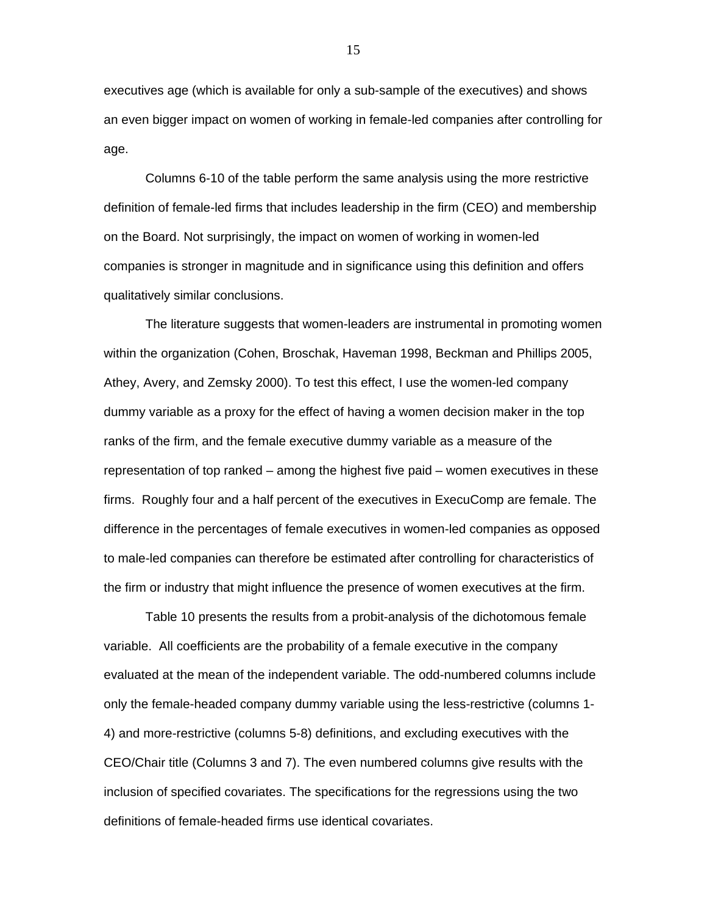executives age (which is available for only a sub-sample of the executives) and shows an even bigger impact on women of working in female-led companies after controlling for age.

Columns 6-10 of the table perform the same analysis using the more restrictive definition of female-led firms that includes leadership in the firm (CEO) and membership on the Board. Not surprisingly, the impact on women of working in women-led companies is stronger in magnitude and in significance using this definition and offers qualitatively similar conclusions.

The literature suggests that women-leaders are instrumental in promoting women within the organization (Cohen, Broschak, Haveman 1998, Beckman and Phillips 2005, Athey, Avery, and Zemsky 2000). To test this effect, I use the women-led company dummy variable as a proxy for the effect of having a women decision maker in the top ranks of the firm, and the female executive dummy variable as a measure of the representation of top ranked – among the highest five paid – women executives in these firms. Roughly four and a half percent of the executives in ExecuComp are female. The difference in the percentages of female executives in women-led companies as opposed to male-led companies can therefore be estimated after controlling for characteristics of the firm or industry that might influence the presence of women executives at the firm.

Table 10 presents the results from a probit-analysis of the dichotomous female variable. All coefficients are the probability of a female executive in the company evaluated at the mean of the independent variable. The odd-numbered columns include only the female-headed company dummy variable using the less-restrictive (columns 1-4) and more-restrictive (columns 5-8) definitions, and excluding executives with the CEO/Chair title (Columns 3 and 7). The even numbered columns give results with the inclusion of specified covariates. The specifications for the regressions using the two definitions of female-headed firms use identical covariates.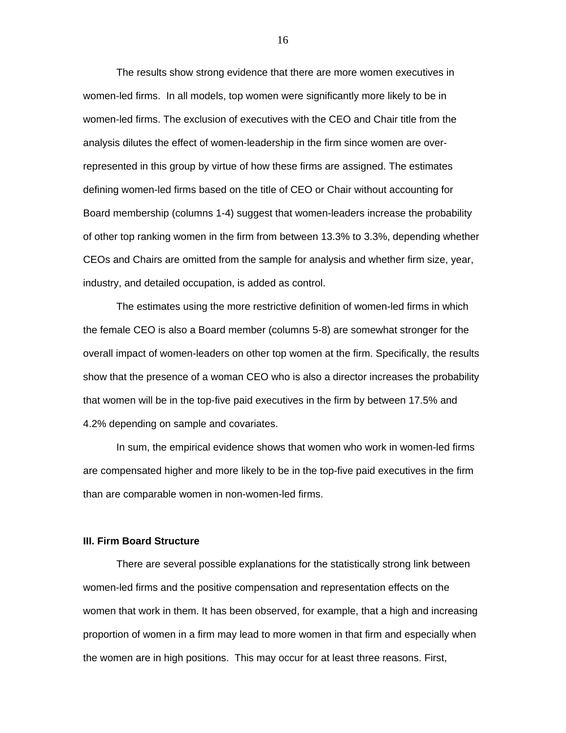The results show strong evidence that there are more women executives in women-led firms. In all models, top women were significantly more likely to be in women-led firms. The exclusion of executives with the CEO and Chair title from the analysis dilutes the effect of women-leadership in the firm since women are over-represented in this group by virtue of how these firms are assigned. The estimates defining women-led firms based on the title of CEO or Chair without accounting for Board membership (columns 1-4) suggest that women-leaders increase the probability of other top ranking women in the firm from between 13.3% to 3.3%, depending whether CEOs and Chairs are omitted from the sample for analysis and whether firm size, year, industry, and detailed occupation, is added as control.

The estimates using the more restrictive definition of women-led firms in which the female CEO is also a Board member (columns 5-8) are somewhat stronger for the overall impact of women-leaders on other top women at the firm. Specifically, the results show that the presence of a woman CEO who is also a director increases the probability that women will be in the top-five paid executives in the firm by between 17.5% and 4.2% depending on sample and covariates.

In sum, the empirical evidence shows that women who work in women-led firms are compensated higher and more likely to be in the top-five paid executives in the firm than are comparable women in non-women-led firms.

### III. Firm Board Structure

There are several possible explanations for the statistically strong link between women-led firms and the positive compensation and representation effects on the women that work in them. It has been observed, for example, that a high and increasing proportion of women in a firm may lead to more women in that firm and especially when the women are in high positions. This may occur for at least three reasons. First,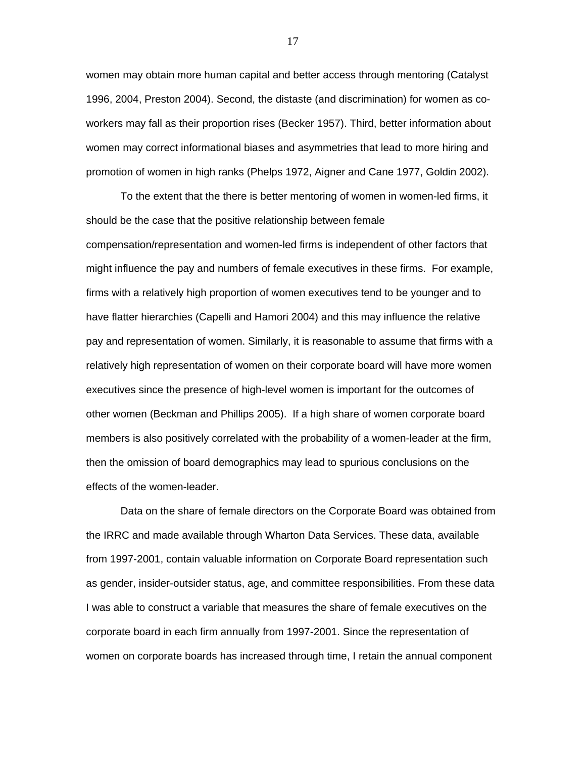women may obtain more human capital and better access through mentoring (Catalyst 1996, 2004, Preston 2004). Second, the distaste (and discrimination) for women as co-workers may fall as their proportion rises (Becker 1957). Third, better information about women may correct informational biases and asymmetries that lead to more hiring and promotion of women in high ranks (Phelps 1972, Aigner and Cane 1977, Goldin 2002).

To the extent that the there is better mentoring of women in women-led firms, it should be the case that the positive relationship between female compensation/representation and women-led firms is independent of other factors that might influence the pay and numbers of female executives in these firms. For example, firms with a relatively high proportion of women executives tend to be younger and to have flatter hierarchies (Capelli and Hamori 2004) and this may influence the relative pay and representation of women. Similarly, it is reasonable to assume that firms with a relatively high representation of women on their corporate board will have more women executives since the presence of high-level women is important for the outcomes of other women (Beckman and Phillips 2005). If a high share of women corporate board members is also positively correlated with the probability of a women-leader at the firm, then the omission of board demographics may lead to spurious conclusions on the effects of the women-leader.

Data on the share of female directors on the Corporate Board was obtained from the IRRC and made available through Wharton Data Services. These data, available from 1997-2001, contain valuable information on Corporate Board representation such as gender, insider-outsider status, age, and committee responsibilities. From these data I was able to construct a variable that measures the share of female executives on the corporate board in each firm annually from 1997-2001. Since the representation of women on corporate boards has increased through time, I retain the annual component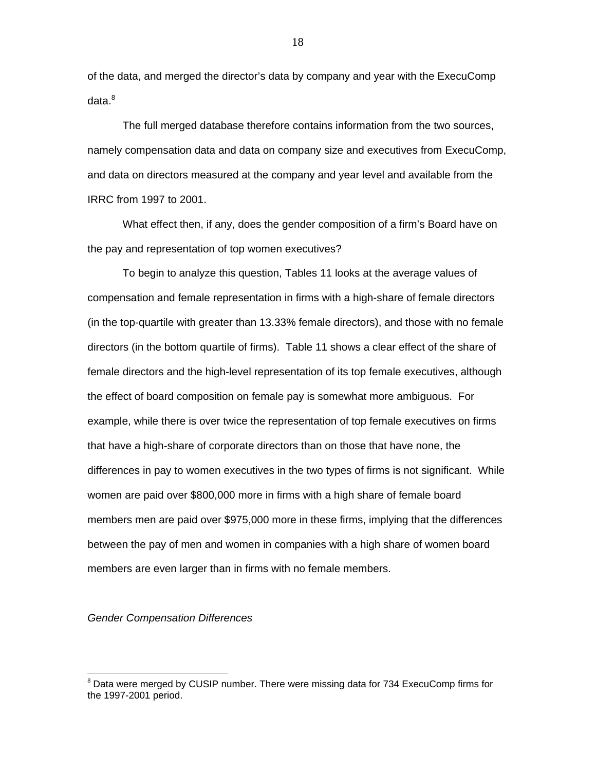of the data, and merged the director's data by company and year with the ExecuComp data.[8]

The full merged database therefore contains information from the two sources, namely compensation data and data on company size and executives from ExecuComp, and data on directors measured at the company and year level and available from the IRRC from 1997 to 2001.

What effect then, if any, does the gender composition of a firm's Board have on the pay and representation of top women executives?

To begin to analyze this question, Tables 11 looks at the average values of compensation and female representation in firms with a high-share of female directors (in the top-quartile with greater than 13.33% female directors), and those with no female directors (in the bottom quartile of firms). Table 11 shows a clear effect of the share of female directors and the high-level representation of its top female executives, although the effect of board composition on female pay is somewhat more ambiguous. For example, while there is over twice the representation of top female executives on firms that have a high-share of corporate directors than on those that have none, the differences in pay to women executives in the two types of firms is not significant. While women are paid over $800,000 more in firms with a high share of female board members men are paid over $975,000 more in these firms, implying that the differences between the pay of men and women in companies with a high share of women board members are even larger than in firms with no female members.

*Gender Compensation Differences*

---

[8] Data were merged by CUSIP number. There were missing data for 734 ExecuComp firms for the 1997-2001 period.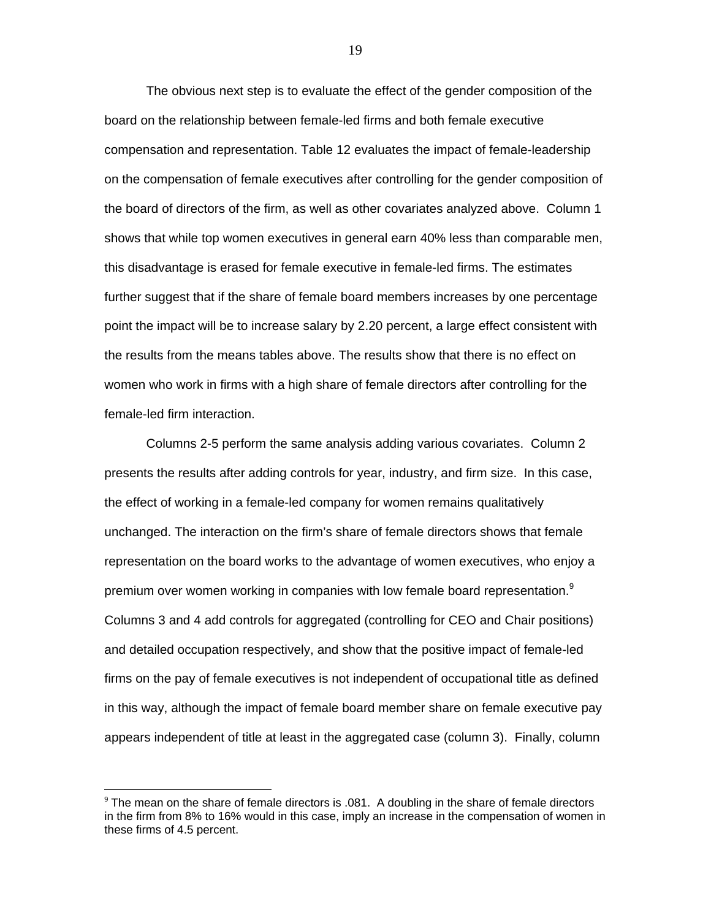The obvious next step is to evaluate the effect of the gender composition of the board on the relationship between female-led firms and both female executive compensation and representation. Table 12 evaluates the impact of female-leadership on the compensation of female executives after controlling for the gender composition of the board of directors of the firm, as well as other covariates analyzed above. Column 1 shows that while top women executives in general earn 40% less than comparable men, this disadvantage is erased for female executive in female-led firms. The estimates further suggest that if the share of female board members increases by one percentage point the impact will be to increase salary by 2.20 percent, a large effect consistent with the results from the means tables above. The results show that there is no effect on women who work in firms with a high share of female directors after controlling for the female-led firm interaction.

Columns 2-5 perform the same analysis adding various covariates. Column 2 presents the results after adding controls for year, industry, and firm size. In this case, the effect of working in a female-led company for women remains qualitatively unchanged. The interaction on the firm's share of female directors shows that female representation on the board works to the advantage of women executives, who enjoy a premium over women working in companies with low female board representation.[9] Columns 3 and 4 add controls for aggregated (controlling for CEO and Chair positions) and detailed occupation respectively, and show that the positive impact of female-led firms on the pay of female executives is not independent of occupational title as defined in this way, although the impact of female board member share on female executive pay appears independent of title at least in the aggregated case (column 3). Finally, column

[9] The mean on the share of female directors is .081. A doubling in the share of female directors in the firm from 8% to 16% would in this case, imply an increase in the compensation of women in these firms of 4.5 percent.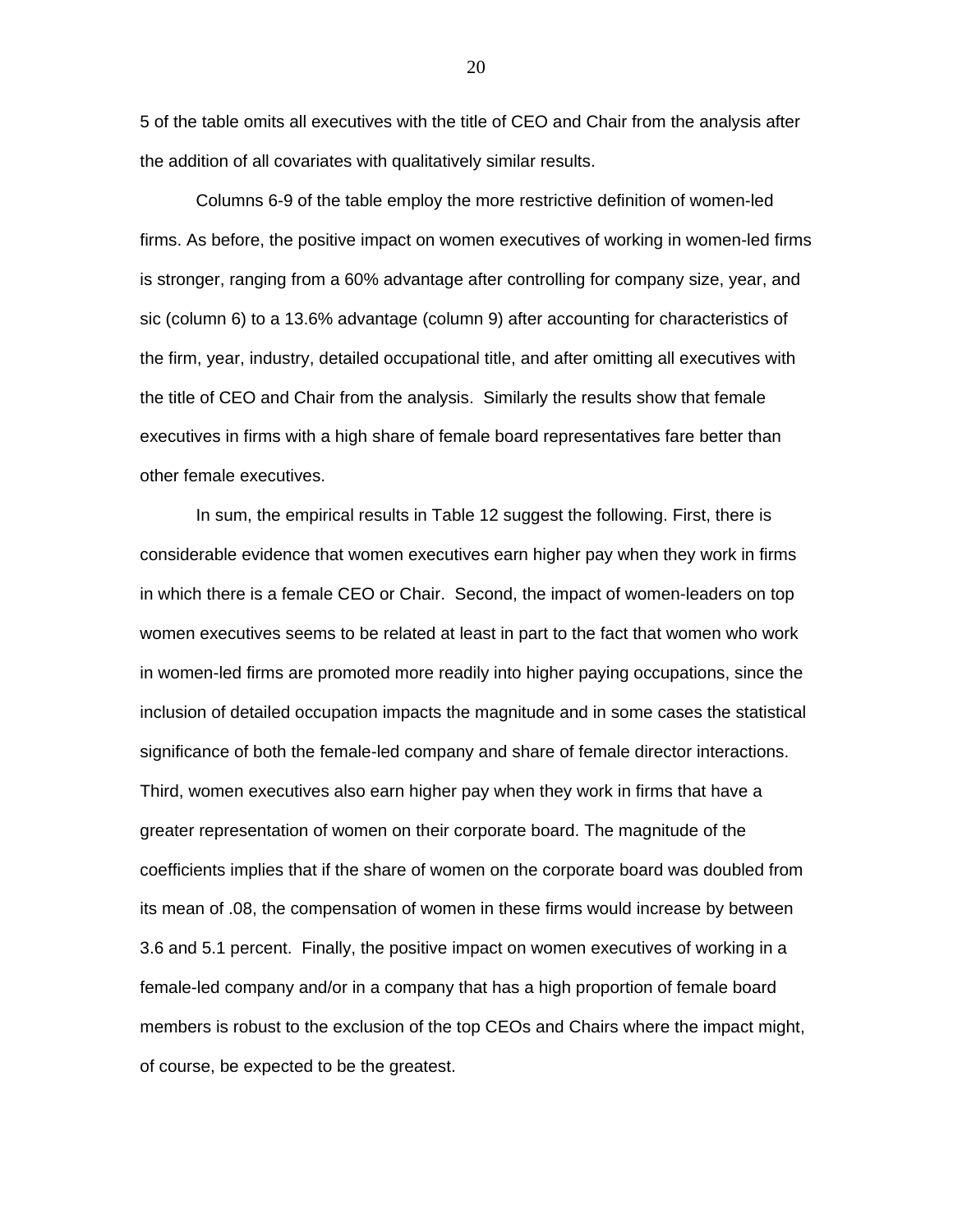5 of the table omits all executives with the title of CEO and Chair from the analysis after the addition of all covariates with qualitatively similar results.

Columns 6-9 of the table employ the more restrictive definition of women-led firms. As before, the positive impact on women executives of working in women-led firms is stronger, ranging from a 60% advantage after controlling for company size, year, and sic (column 6) to a 13.6% advantage (column 9) after accounting for characteristics of the firm, year, industry, detailed occupational title, and after omitting all executives with the title of CEO and Chair from the analysis. Similarly the results show that female executives in firms with a high share of female board representatives fare better than other female executives.

In sum, the empirical results in Table 12 suggest the following. First, there is considerable evidence that women executives earn higher pay when they work in firms in which there is a female CEO or Chair. Second, the impact of women-leaders on top women executives seems to be related at least in part to the fact that women who work in women-led firms are promoted more readily into higher paying occupations, since the inclusion of detailed occupation impacts the magnitude and in some cases the statistical significance of both the female-led company and share of female director interactions. Third, women executives also earn higher pay when they work in firms that have a greater representation of women on their corporate board. The magnitude of the coefficients implies that if the share of women on the corporate board was doubled from its mean of .08, the compensation of women in these firms would increase by between 3.6 and 5.1 percent. Finally, the positive impact on women executives of working in a female-led company and/or in a company that has a high proportion of female board members is robust to the exclusion of the top CEOs and Chairs where the impact might, of course, be expected to be the greatest.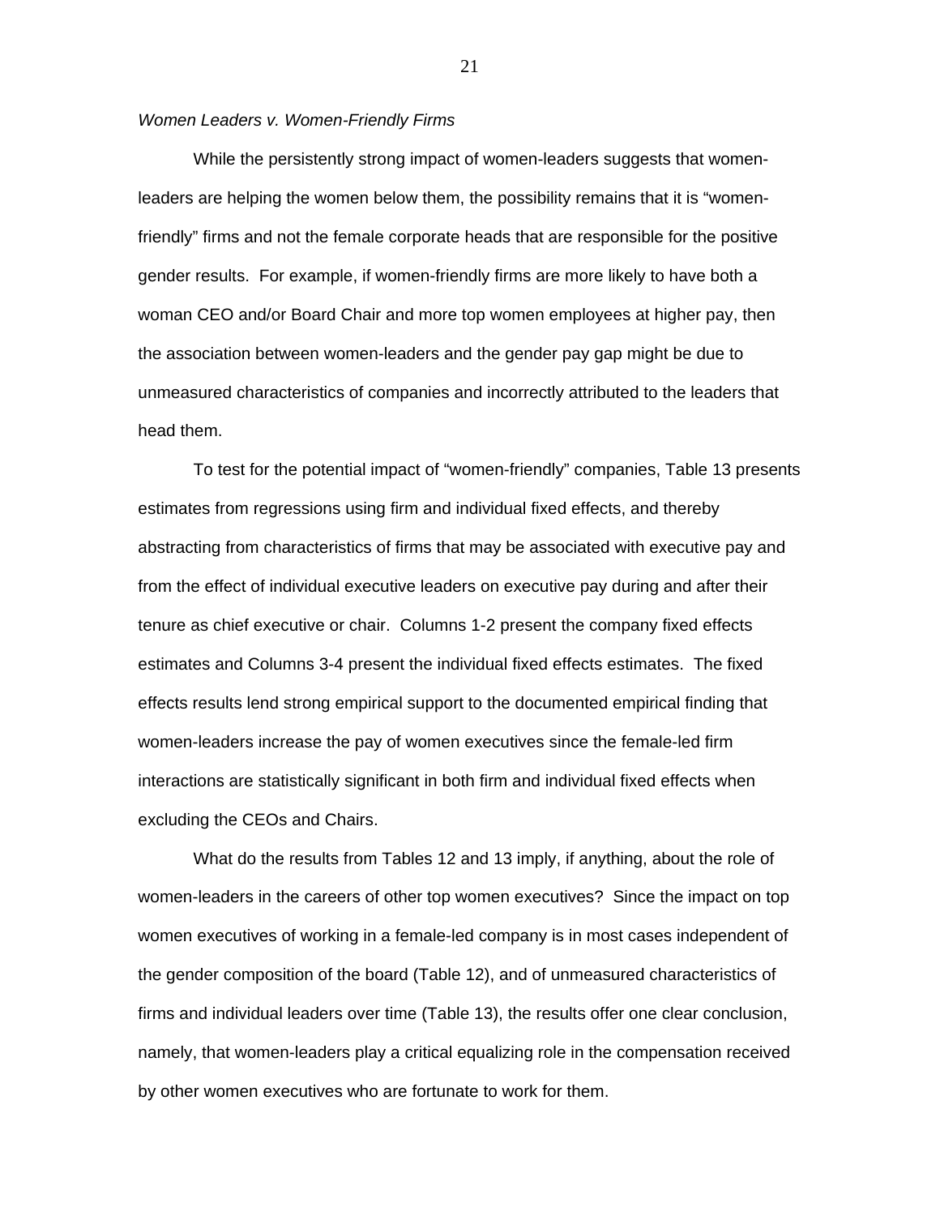*Women Leaders v. Women-Friendly Firms*

While the persistently strong impact of women-leaders suggests that women-leaders are helping the women below them, the possibility remains that it is "women-friendly" firms and not the female corporate heads that are responsible for the positive gender results. For example, if women-friendly firms are more likely to have both a woman CEO and/or Board Chair and more top women employees at higher pay, then the association between women-leaders and the gender pay gap might be due to unmeasured characteristics of companies and incorrectly attributed to the leaders that head them.

To test for the potential impact of "women-friendly" companies, Table 13 presents estimates from regressions using firm and individual fixed effects, and thereby abstracting from characteristics of firms that may be associated with executive pay and from the effect of individual executive leaders on executive pay during and after their tenure as chief executive or chair. Columns 1-2 present the company fixed effects estimates and Columns 3-4 present the individual fixed effects estimates. The fixed effects results lend strong empirical support to the documented empirical finding that women-leaders increase the pay of women executives since the female-led firm interactions are statistically significant in both firm and individual fixed effects when excluding the CEOs and Chairs.

What do the results from Tables 12 and 13 imply, if anything, about the role of women-leaders in the careers of other top women executives? Since the impact on top women executives of working in a female-led company is in most cases independent of the gender composition of the board (Table 12), and of unmeasured characteristics of firms and individual leaders over time (Table 13), the results offer one clear conclusion, namely, that women-leaders play a critical equalizing role in the compensation received by other women executives who are fortunate to work for them.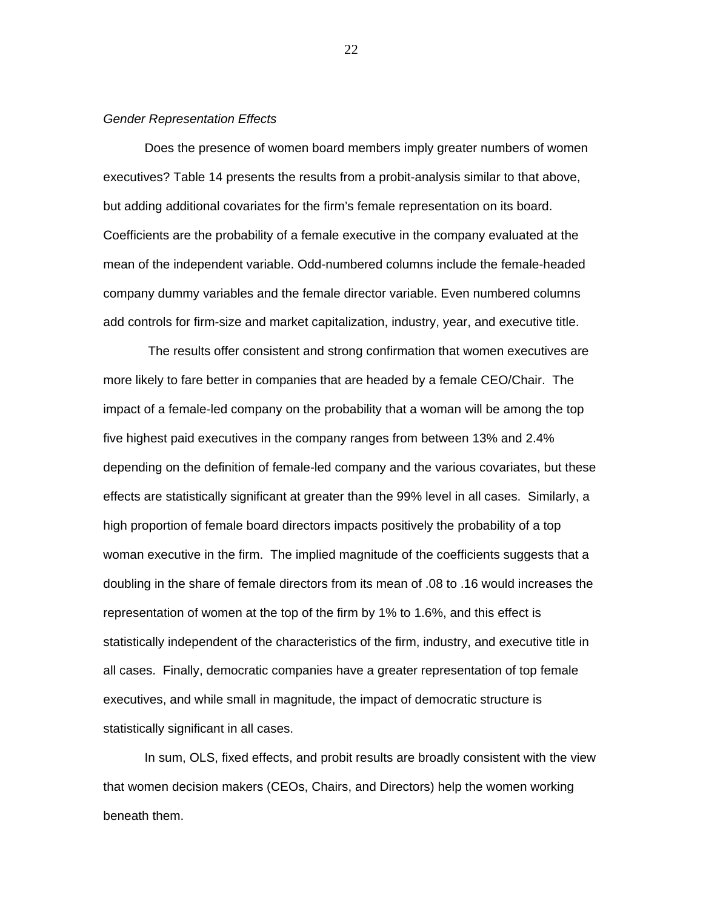*Gender Representation Effects*

Does the presence of women board members imply greater numbers of women executives? Table 14 presents the results from a probit-analysis similar to that above, but adding additional covariates for the firm's female representation on its board. Coefficients are the probability of a female executive in the company evaluated at the mean of the independent variable. Odd-numbered columns include the female-headed company dummy variables and the female director variable. Even numbered columns add controls for firm-size and market capitalization, industry, year, and executive title.

The results offer consistent and strong confirmation that women executives are more likely to fare better in companies that are headed by a female CEO/Chair. The impact of a female-led company on the probability that a woman will be among the top five highest paid executives in the company ranges from between 13% and 2.4% depending on the definition of female-led company and the various covariates, but these effects are statistically significant at greater than the 99% level in all cases. Similarly, a high proportion of female board directors impacts positively the probability of a top woman executive in the firm. The implied magnitude of the coefficients suggests that a doubling in the share of female directors from its mean of .08 to .16 would increases the representation of women at the top of the firm by 1% to 1.6%, and this effect is statistically independent of the characteristics of the firm, industry, and executive title in all cases. Finally, democratic companies have a greater representation of top female executives, and while small in magnitude, the impact of democratic structure is statistically significant in all cases.

In sum, OLS, fixed effects, and probit results are broadly consistent with the view that women decision makers (CEOs, Chairs, and Directors) help the women working beneath them.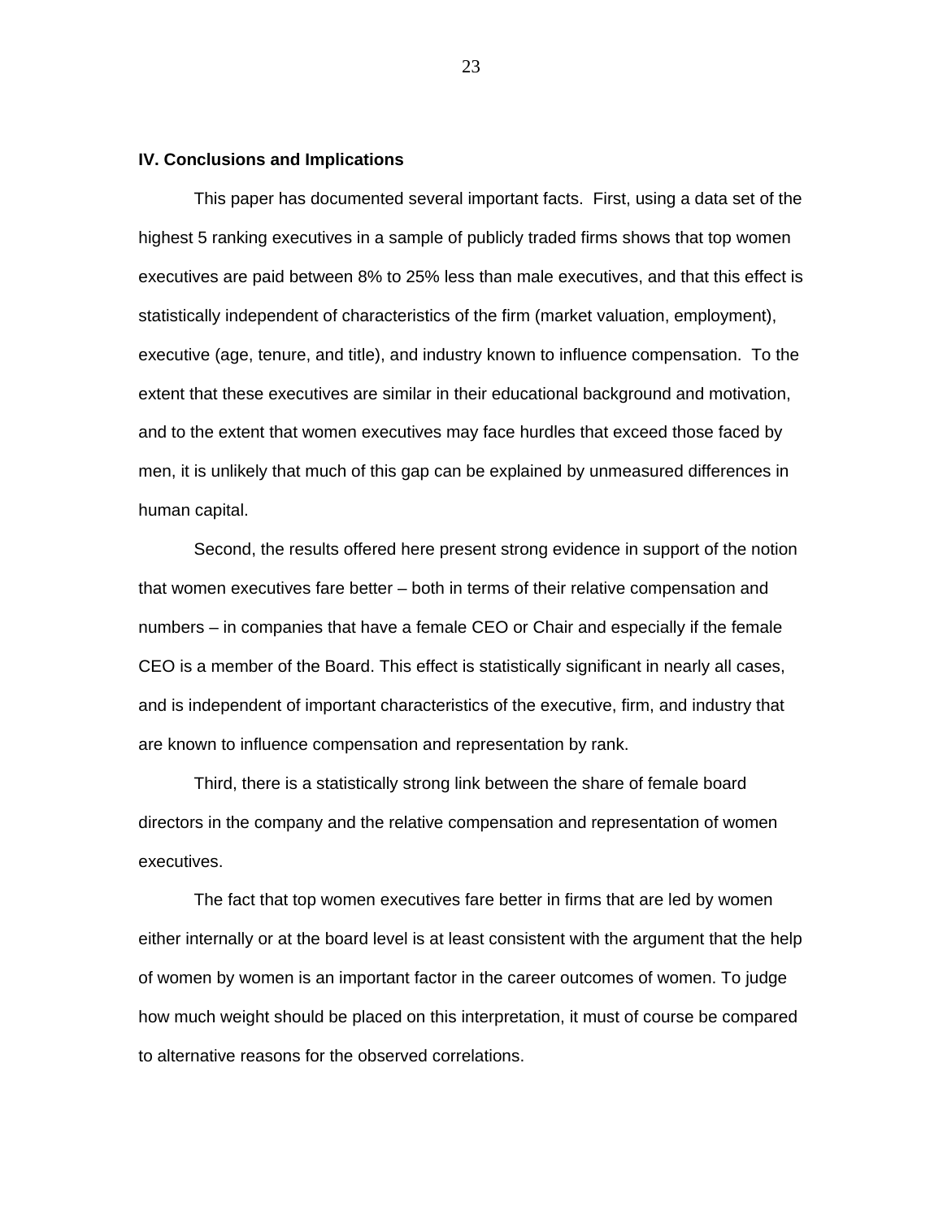## IV. Conclusions and Implications

This paper has documented several important facts. First, using a data set of the highest 5 ranking executives in a sample of publicly traded firms shows that top women executives are paid between 8% to 25% less than male executives, and that this effect is statistically independent of characteristics of the firm (market valuation, employment), executive (age, tenure, and title), and industry known to influence compensation. To the extent that these executives are similar in their educational background and motivation, and to the extent that women executives may face hurdles that exceed those faced by men, it is unlikely that much of this gap can be explained by unmeasured differences in human capital.

Second, the results offered here present strong evidence in support of the notion that women executives fare better – both in terms of their relative compensation and numbers – in companies that have a female CEO or Chair and especially if the female CEO is a member of the Board. This effect is statistically significant in nearly all cases, and is independent of important characteristics of the executive, firm, and industry that are known to influence compensation and representation by rank.

Third, there is a statistically strong link between the share of female board directors in the company and the relative compensation and representation of women executives.

The fact that top women executives fare better in firms that are led by women either internally or at the board level is at least consistent with the argument that the help of women by women is an important factor in the career outcomes of women. To judge how much weight should be placed on this interpretation, it must of course be compared to alternative reasons for the observed correlations.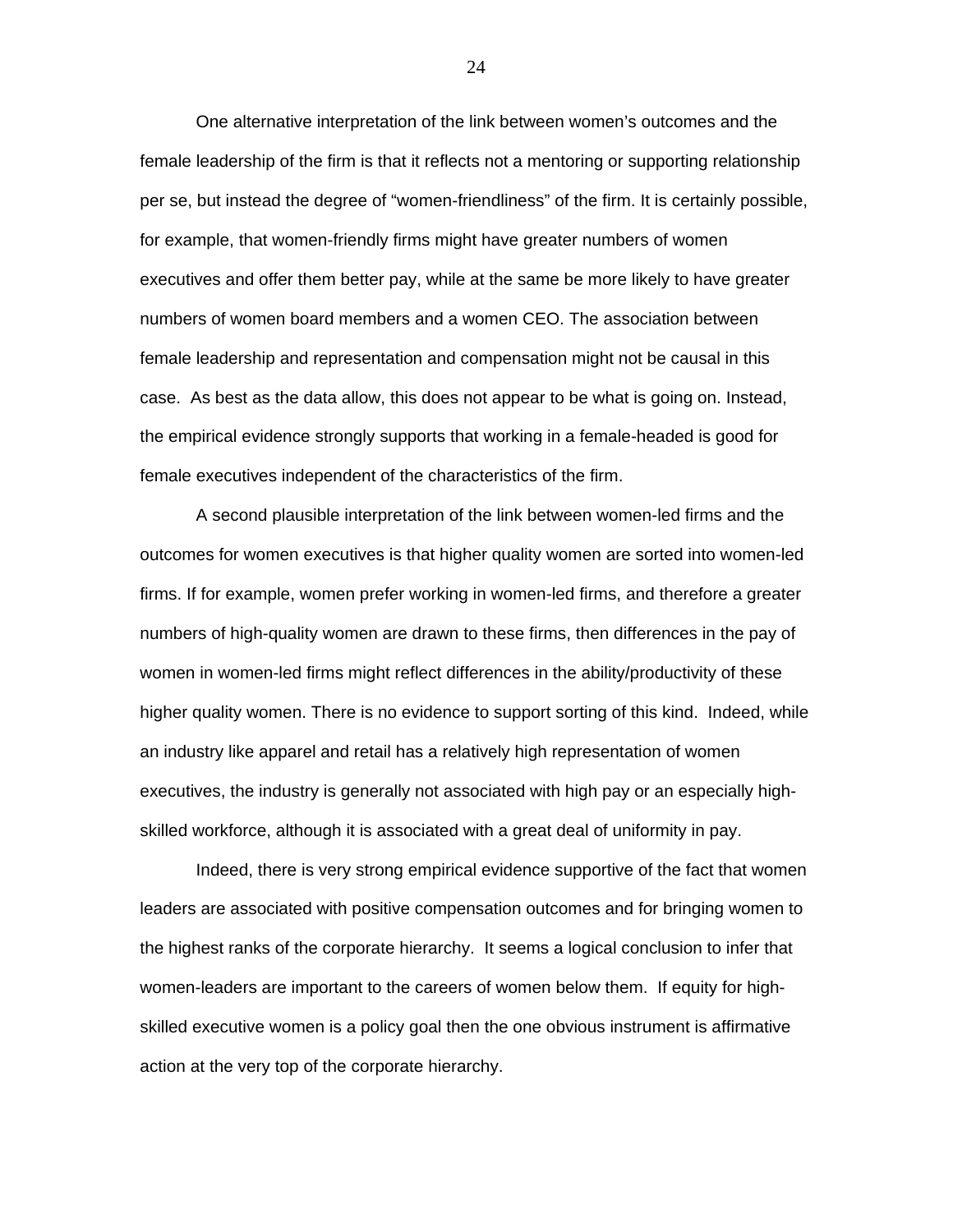One alternative interpretation of the link between women's outcomes and the female leadership of the firm is that it reflects not a mentoring or supporting relationship per se, but instead the degree of "women-friendliness" of the firm. It is certainly possible, for example, that women-friendly firms might have greater numbers of women executives and offer them better pay, while at the same be more likely to have greater numbers of women board members and a women CEO. The association between female leadership and representation and compensation might not be causal in this case. As best as the data allow, this does not appear to be what is going on. Instead, the empirical evidence strongly supports that working in a female-headed is good for female executives independent of the characteristics of the firm.

A second plausible interpretation of the link between women-led firms and the outcomes for women executives is that higher quality women are sorted into women-led firms. If for example, women prefer working in women-led firms, and therefore a greater numbers of high-quality women are drawn to these firms, then differences in the pay of women in women-led firms might reflect differences in the ability/productivity of these higher quality women. There is no evidence to support sorting of this kind. Indeed, while an industry like apparel and retail has a relatively high representation of women executives, the industry is generally not associated with high pay or an especially high-skilled workforce, although it is associated with a great deal of uniformity in pay.

Indeed, there is very strong empirical evidence supportive of the fact that women leaders are associated with positive compensation outcomes and for bringing women to the highest ranks of the corporate hierarchy. It seems a logical conclusion to infer that women-leaders are important to the careers of women below them. If equity for high-skilled executive women is a policy goal then the one obvious instrument is affirmative action at the very top of the corporate hierarchy.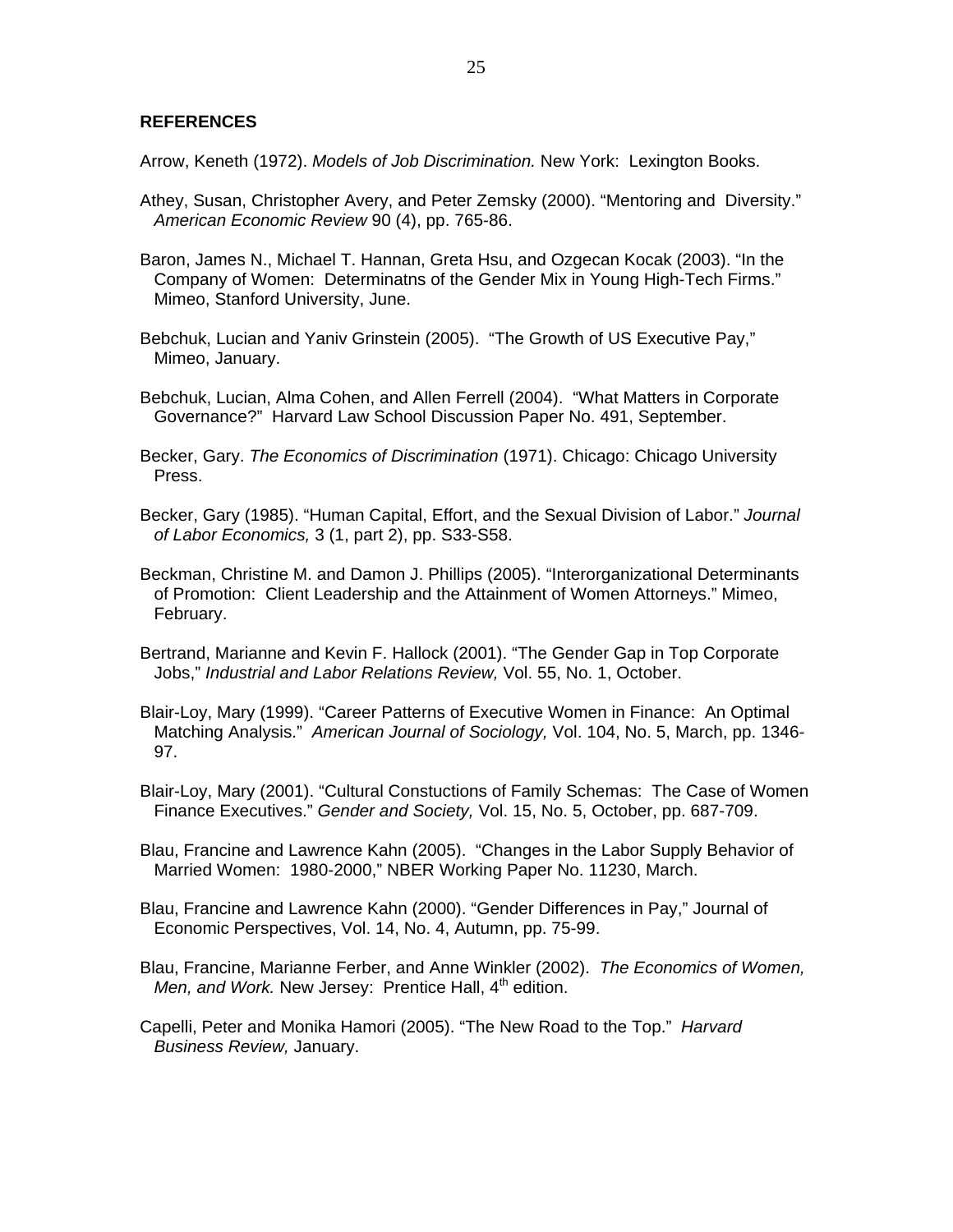**REFERENCES**

Arrow, Keneth (1972). *Models of Job Discrimination.* New York: Lexington Books.

Athey, Susan, Christopher Avery, and Peter Zemsky (2000). "Mentoring and Diversity." *American Economic Review* 90 (4), pp. 765-86.

Baron, James N., Michael T. Hannan, Greta Hsu, and Ozgecan Kocak (2003). "In the Company of Women: Determinatns of the Gender Mix in Young High-Tech Firms." Mimeo, Stanford University, June.

Bebchuk, Lucian and Yaniv Grinstein (2005). "The Growth of US Executive Pay," Mimeo, January.

Bebchuk, Lucian, Alma Cohen, and Allen Ferrell (2004). "What Matters in Corporate Governance?" Harvard Law School Discussion Paper No. 491, September.

Becker, Gary. *The Economics of Discrimination* (1971). Chicago: Chicago University Press.

Becker, Gary (1985). "Human Capital, Effort, and the Sexual Division of Labor." *Journal of Labor Economics,* 3 (1, part 2), pp. S33-S58.

Beckman, Christine M. and Damon J. Phillips (2005). "Interorganizational Determinants of Promotion: Client Leadership and the Attainment of Women Attorneys." Mimeo, February.

Bertrand, Marianne and Kevin F. Hallock (2001). "The Gender Gap in Top Corporate Jobs," *Industrial and Labor Relations Review,* Vol. 55, No. 1, October.

Blair-Loy, Mary (1999). "Career Patterns of Executive Women in Finance: An Optimal Matching Analysis." *American Journal of Sociology,* Vol. 104, No. 5, March, pp. 1346-97.

Blair-Loy, Mary (2001). "Cultural Constuctions of Family Schemas: The Case of Women Finance Executives." *Gender and Society,* Vol. 15, No. 5, October, pp. 687-709.

Blau, Francine and Lawrence Kahn (2005). "Changes in the Labor Supply Behavior of Married Women: 1980-2000," NBER Working Paper No. 11230, March.

Blau, Francine and Lawrence Kahn (2000). "Gender Differences in Pay," Journal of Economic Perspectives, Vol. 14, No. 4, Autumn, pp. 75-99.

Blau, Francine, Marianne Ferber, and Anne Winkler (2002). *The Economics of Women, Men, and Work.* New Jersey: Prentice Hall, 4th edition.

Capelli, Peter and Monika Hamori (2005). "The New Road to the Top." *Harvard Business Review,* January.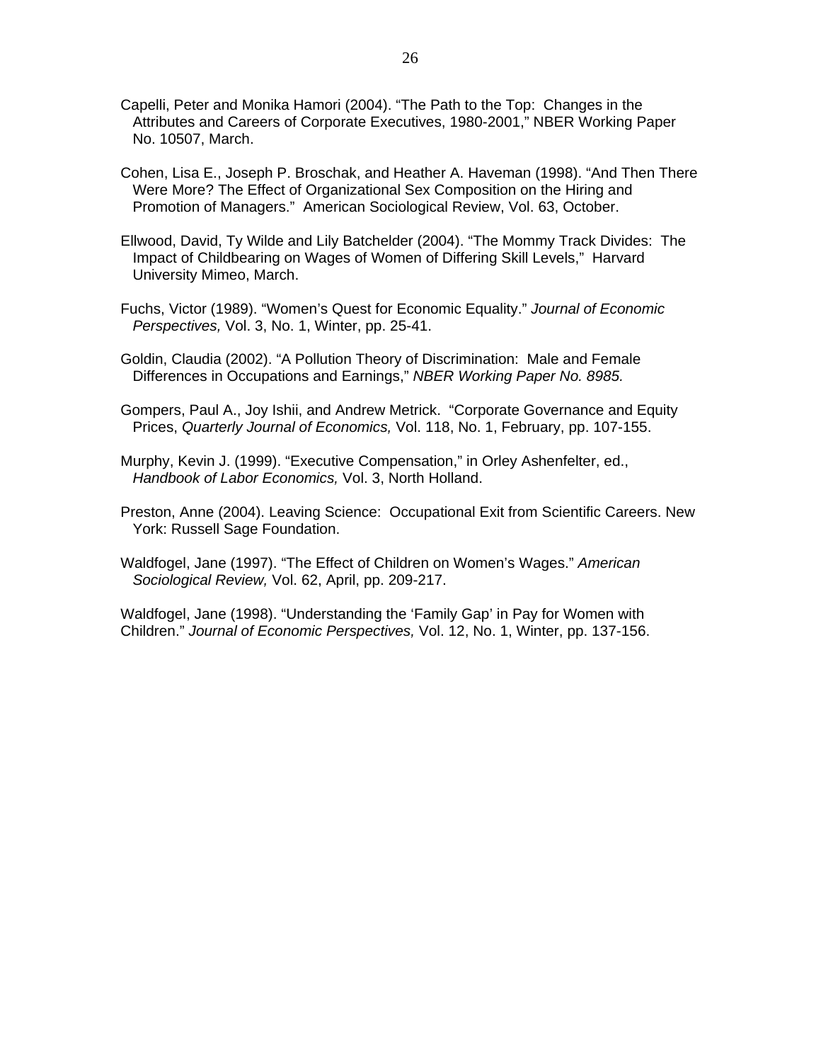Capelli, Peter and Monika Hamori (2004). "The Path to the Top: Changes in the Attributes and Careers of Corporate Executives, 1980-2001," NBER Working Paper No. 10507, March.

Cohen, Lisa E., Joseph P. Broschak, and Heather A. Haveman (1998). "And Then There Were More? The Effect of Organizational Sex Composition on the Hiring and Promotion of Managers." American Sociological Review, Vol. 63, October.

Ellwood, David, Ty Wilde and Lily Batchelder (2004). "The Mommy Track Divides: The Impact of Childbearing on Wages of Women of Differing Skill Levels," Harvard University Mimeo, March.

Fuchs, Victor (1989). "Women's Quest for Economic Equality." *Journal of Economic Perspectives,* Vol. 3, No. 1, Winter, pp. 25-41.

Goldin, Claudia (2002). "A Pollution Theory of Discrimination: Male and Female Differences in Occupations and Earnings," *NBER Working Paper No. 8985.*

Gompers, Paul A., Joy Ishii, and Andrew Metrick. "Corporate Governance and Equity Prices, *Quarterly Journal of Economics,* Vol. 118, No. 1, February, pp. 107-155.

Murphy, Kevin J. (1999). "Executive Compensation," in Orley Ashenfelter, ed., *Handbook of Labor Economics,* Vol. 3, North Holland.

Preston, Anne (2004). Leaving Science: Occupational Exit from Scientific Careers. New York: Russell Sage Foundation.

Waldfogel, Jane (1997). "The Effect of Children on Women's Wages." *American Sociological Review,* Vol. 62, April, pp. 209-217.

Waldfogel, Jane (1998). "Understanding the 'Family Gap' in Pay for Women with Children." *Journal of Economic Perspectives,* Vol. 12, No. 1, Winter, pp. 137-156.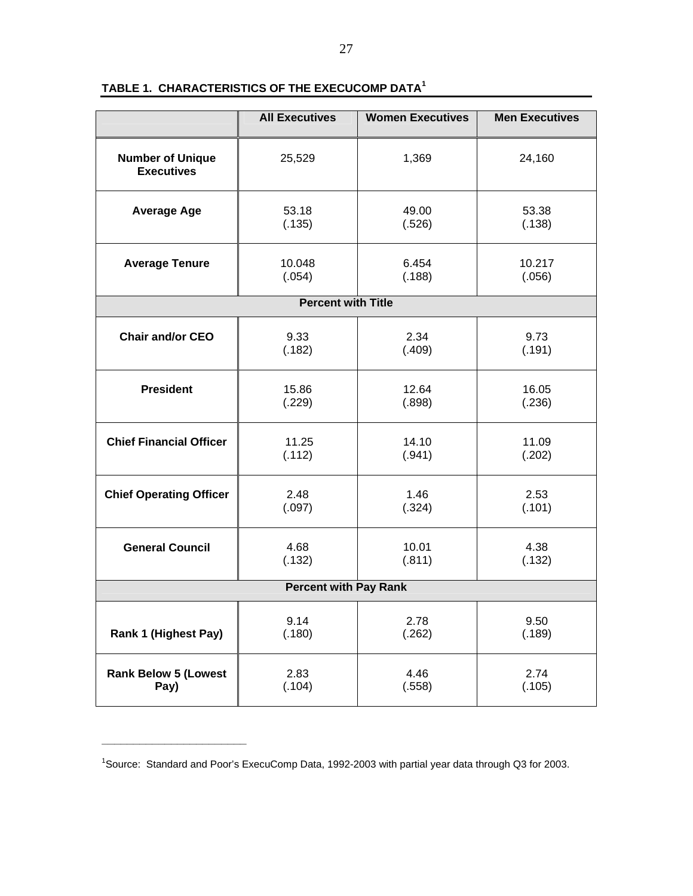**TABLE 1. CHARACTERISTICS OF THE EXECUCOMP DATA[1]**

| | All Executives | Women Executives | Men Executives |
|---|---|---|---|
| **Number of Unique Executives** | 25,529 | 1,369 | 24,160 |
| **Average Age** | 53.18 (.135) | 49.00 (.526) | 53.38 (.138) |
| **Average Tenure** | 10.048 (.054) | 6.454 (.188) | 10.217 (.056) |
| **Percent with Title** | | | |
| **Chair and/or CEO** | 9.33 (.182) | 2.34 (.409) | 9.73 (.191) |
| **President** | 15.86 (.229) | 12.64 (.898) | 16.05 (.236) |
| **Chief Financial Officer** | 11.25 (.112) | 14.10 (.941) | 11.09 (.202) |
| **Chief Operating Officer** | 2.48 (.097) | 1.46 (.324) | 2.53 (.101) |
| **General Council** | 4.68 (.132) | 10.01 (.811) | 4.38 (.132) |
| **Percent with Pay Rank** | | | |
| **Rank 1 (Highest Pay)** | 9.14 (.180) | 2.78 (.262) | 9.50 (.189) |
| **Rank Below 5 (Lowest Pay)** | 2.83 (.104) | 4.46 (.558) | 2.74 (.105) |

[1]Source: Standard and Poor's ExecuComp Data, 1992-2003 with partial year data through Q3 for 2003.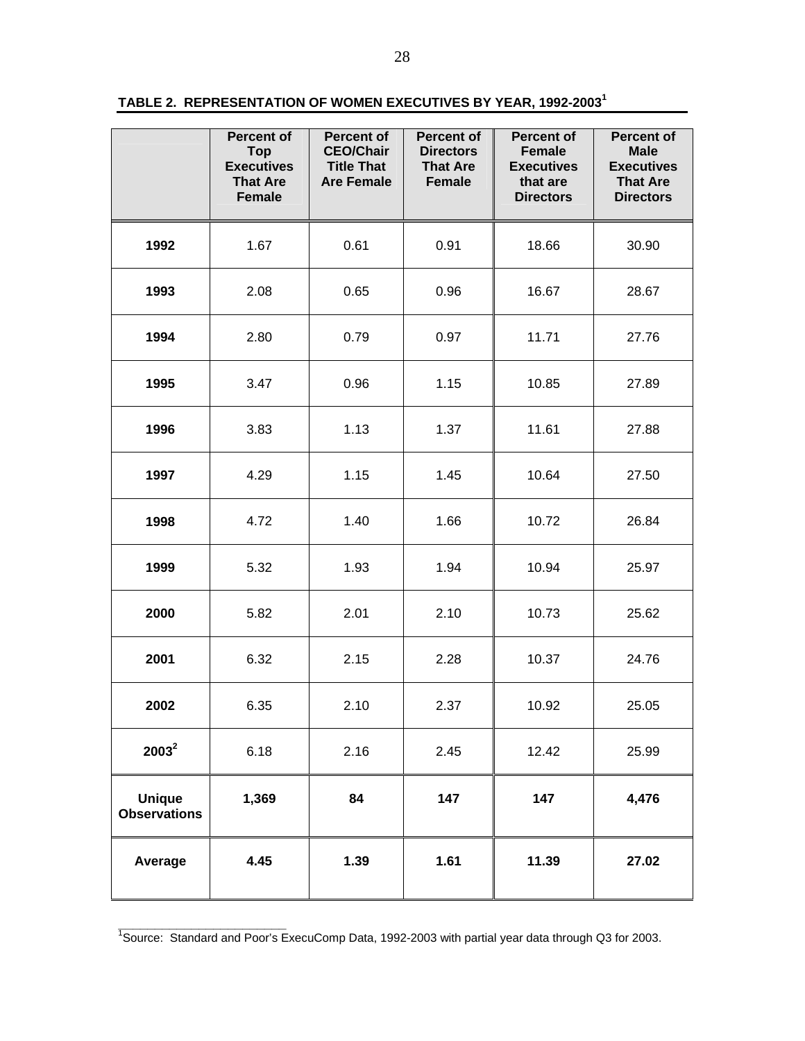**TABLE 2. REPRESENTATION OF WOMEN EXECUTIVES BY YEAR, 1992-2003[1]**

| | Percent of Top Executives That Are Female | Percent of CEO/Chair Title That Are Female | Percent of Directors That Are Female | Percent of Female Executives that are Directors | Percent of Male Executives That Are Directors |
|---|---|---|---|---|---|
| **1992** | 1.67 | 0.61 | 0.91 | 18.66 | 30.90 |
| **1993** | 2.08 | 0.65 | 0.96 | 16.67 | 28.67 |
| **1994** | 2.80 | 0.79 | 0.97 | 11.71 | 27.76 |
| **1995** | 3.47 | 0.96 | 1.15 | 10.85 | 27.89 |
| **1996** | 3.83 | 1.13 | 1.37 | 11.61 | 27.88 |
| **1997** | 4.29 | 1.15 | 1.45 | 10.64 | 27.50 |
| **1998** | 4.72 | 1.40 | 1.66 | 10.72 | 26.84 |
| **1999** | 5.32 | 1.93 | 1.94 | 10.94 | 25.97 |
| **2000** | 5.82 | 2.01 | 2.10 | 10.73 | 25.62 |
| **2001** | 6.32 | 2.15 | 2.28 | 10.37 | 24.76 |
| **2002** | 6.35 | 2.10 | 2.37 | 10.92 | 25.05 |
| **2003[2]** | 6.18 | 2.16 | 2.45 | 12.42 | 25.99 |
| **Unique Observations** | **1,369** | **84** | **147** | **147** | **4,476** |
| **Average** | **4.45** | **1.39** | **1.61** | **11.39** | **27.02** |

[1]Source: Standard and Poor's ExecuComp Data, 1992-2003 with partial year data through Q3 for 2003.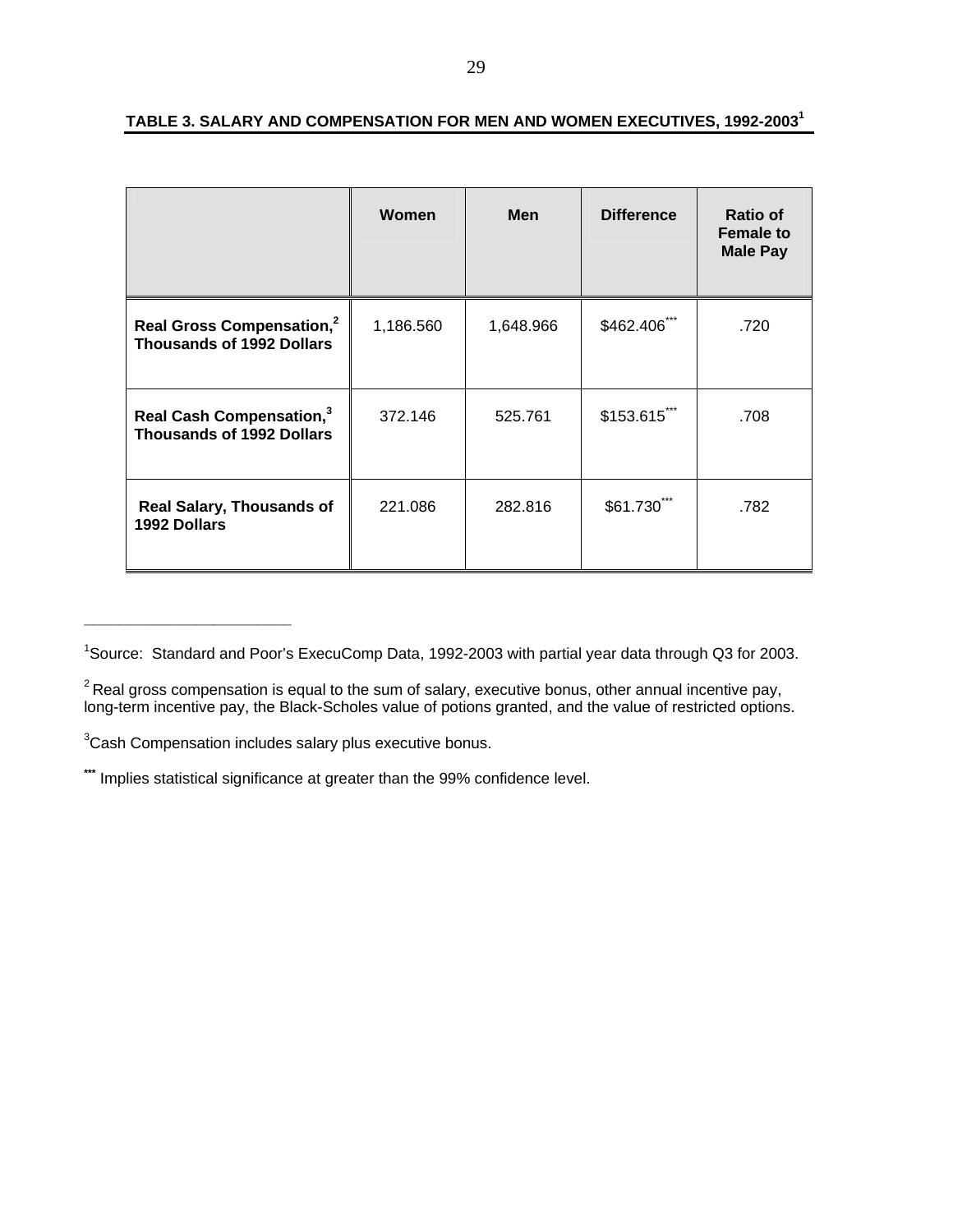**TABLE 3. SALARY AND COMPENSATION FOR MEN AND WOMEN EXECUTIVES, 1992-2003[1]**

| | Women | Men | Difference | Ratio of Female to Male Pay |
|---|---|---|---|---|
| **Real Gross Compensation,[2] Thousands of 1992 Dollars** | 1,186.560 | 1,648.966 | \$462.406*** | .720 |
| **Real Cash Compensation,[3] Thousands of 1992 Dollars** | 372.146 | 525.761 | \$153.615*** | .708 |
| **Real Salary, Thousands of 1992 Dollars** | 221.086 | 282.816 | \$61.730*** | .782 |

---

[1]Source: Standard and Poor's ExecuComp Data, 1992-2003 with partial year data through Q3 for 2003.

[2] Real gross compensation is equal to the sum of salary, executive bonus, other annual incentive pay, long-term incentive pay, the Black-Scholes value of potions granted, and the value of restricted options.

[3]Cash Compensation includes salary plus executive bonus.

*** Implies statistical significance at greater than the 99% confidence level.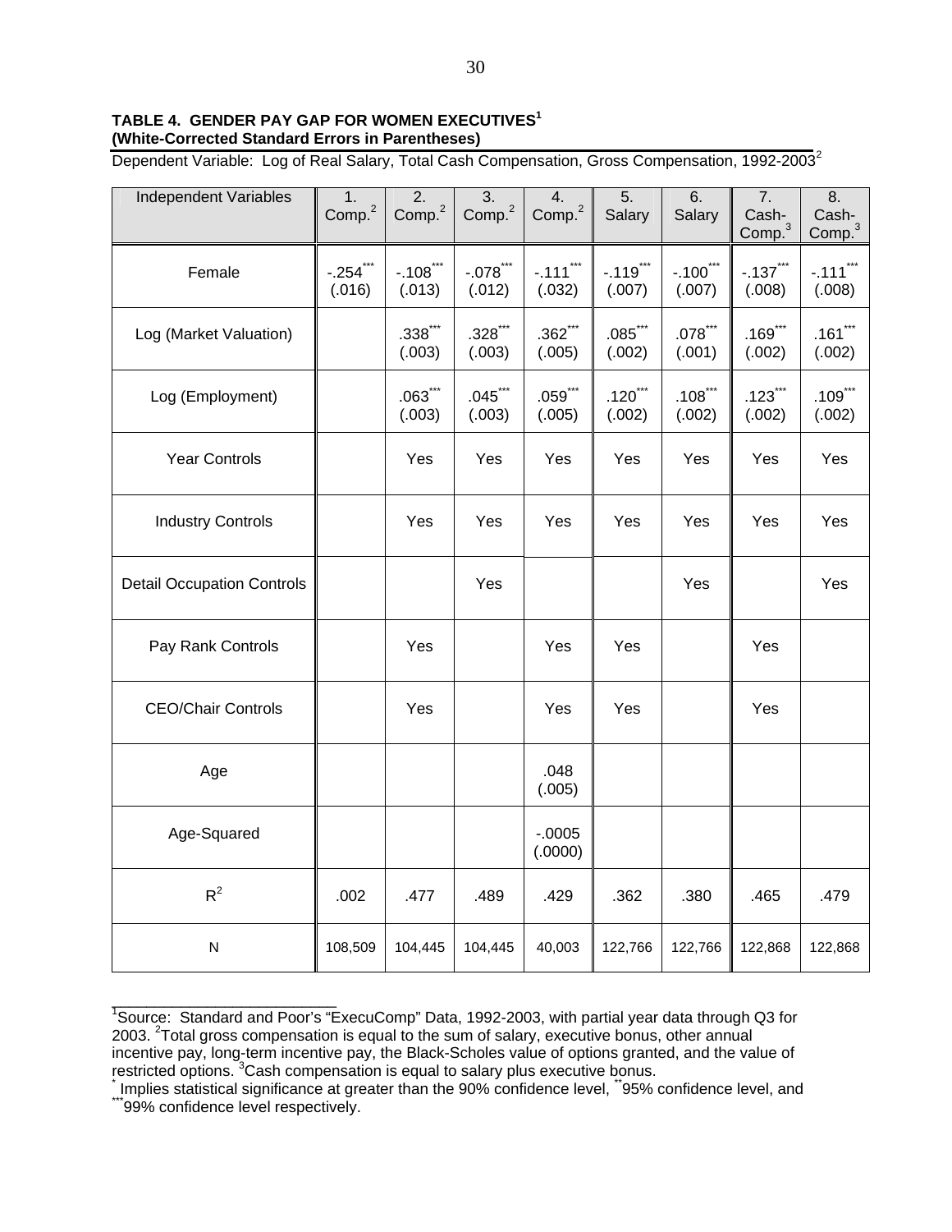**TABLE 4. GENDER PAY GAP FOR WOMEN EXECUTIVES[1]**
**(White-Corrected Standard Errors in Parentheses)**

Dependent Variable: Log of Real Salary, Total Cash Compensation, Gross Compensation, 1992-2003[2]

| Independent Variables | 1. Comp.[2] | 2. Comp.[2] | 3. Comp.[2] | 4. Comp.[2] | 5. Salary | 6. Salary | 7. Cash-Comp.[3] | 8. Cash-Comp.[3] |
|---|---|---|---|---|---|---|---|---|
| Female | -.254*** (.016) | -.108*** (.013) | -.078*** (.012) | -.111*** (.032) | -.119*** (.007) | -.100*** (.007) | -.137*** (.008) | -.111*** (.008) |
| Log (Market Valuation) | | .338*** (.003) | .328*** (.003) | .362*** (.005) | .085*** (.002) | .078*** (.001) | .169*** (.002) | .161*** (.002) |
| Log (Employment) | | .063*** (.003) | .045*** (.003) | .059*** (.005) | .120*** (.002) | .108*** (.002) | .123*** (.002) | .109*** (.002) |
| Year Controls | | Yes | Yes | Yes | Yes | Yes | Yes | Yes |
| Industry Controls | | Yes | Yes | Yes | Yes | Yes | Yes | Yes |
| Detail Occupation Controls | | | Yes | | | Yes | | Yes |
| Pay Rank Controls | | Yes | | Yes | Yes | | Yes | |
| CEO/Chair Controls | | Yes | | Yes | Yes | | Yes | |
| Age | | | | .048 (.005) | | | | |
| Age-Squared | | | | -.0005 (.0000) | | | | |
| $R^2$ | .002 | .477 | .489 | .429 | .362 | .380 | .465 | .479 |
| N | 108,509 | 104,445 | 104,445 | 40,003 | 122,766 | 122,766 | 122,868 | 122,868 |

[1]Source: Standard and Poor's "ExecuComp" Data, 1992-2003, with partial year data through Q3 for 2003. [2]Total gross compensation is equal to the sum of salary, executive bonus, other annual incentive pay, long-term incentive pay, the Black-Scholes value of options granted, and the value of restricted options. [3]Cash compensation is equal to salary plus executive bonus.
* Implies statistical significance at greater than the 90% confidence level, ** 95% confidence level, and *** 99% confidence level respectively.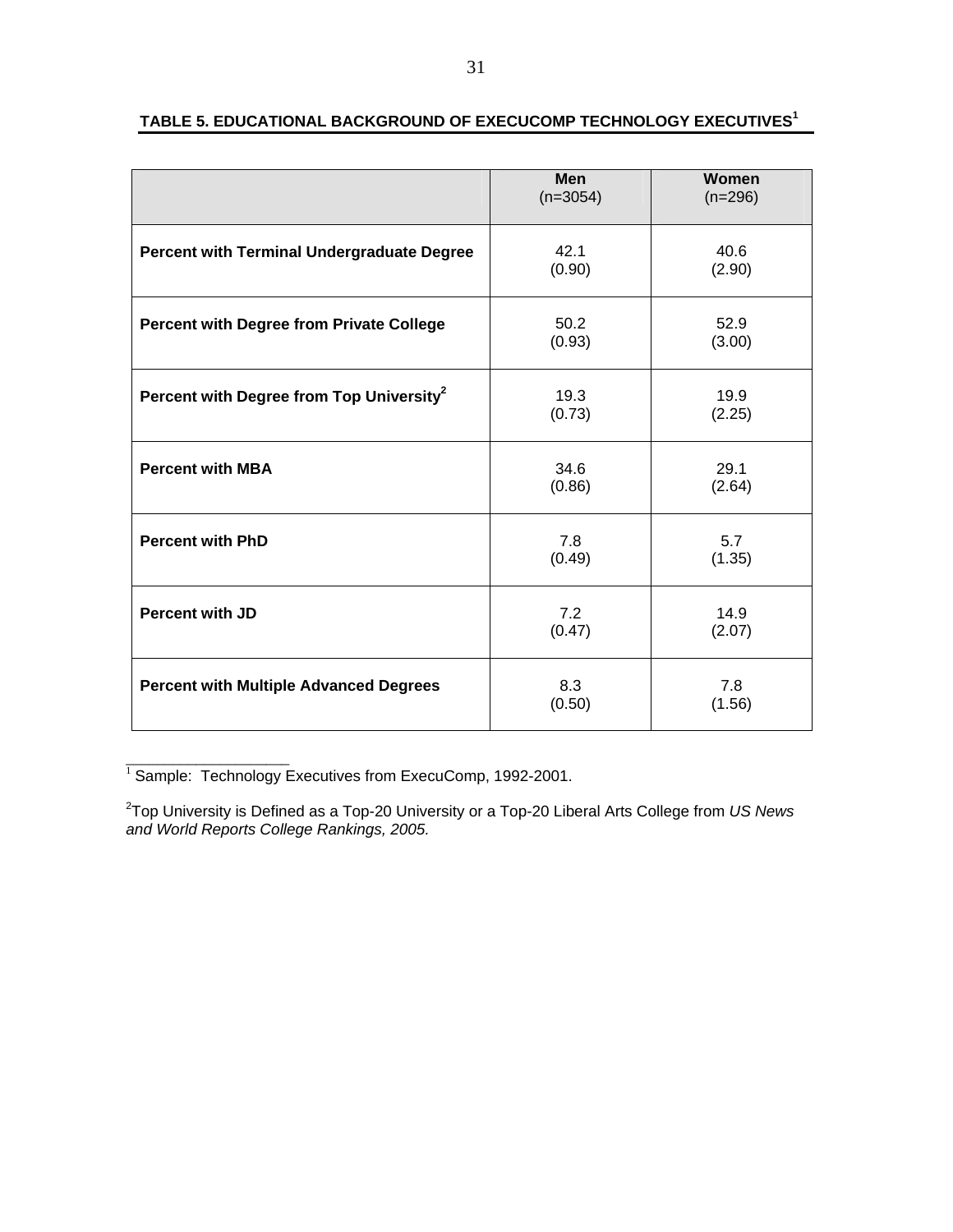**TABLE 5. EDUCATIONAL BACKGROUND OF EXECUCOMP TECHNOLOGY EXECUTIVES[1]**

| | **Men** (n=3054) | **Women** (n=296) |
|---|---|---|
| **Percent with Terminal Undergraduate Degree** | 42.1 (0.90) | 40.6 (2.90) |
| **Percent with Degree from Private College** | 50.2 (0.93) | 52.9 (3.00) |
| **Percent with Degree from Top University[2]** | 19.3 (0.73) | 19.9 (2.25) |
| **Percent with MBA** | 34.6 (0.86) | 29.1 (2.64) |
| **Percent with PhD** | 7.8 (0.49) | 5.7 (1.35) |
| **Percent with JD** | 7.2 (0.47) | 14.9 (2.07) |
| **Percent with Multiple Advanced Degrees** | 8.3 (0.50) | 7.8 (1.56) |

[1] Sample: Technology Executives from ExecuComp, 1992-2001.

[2] Top University is Defined as a Top-20 University or a Top-20 Liberal Arts College from *US News and World Reports College Rankings, 2005.*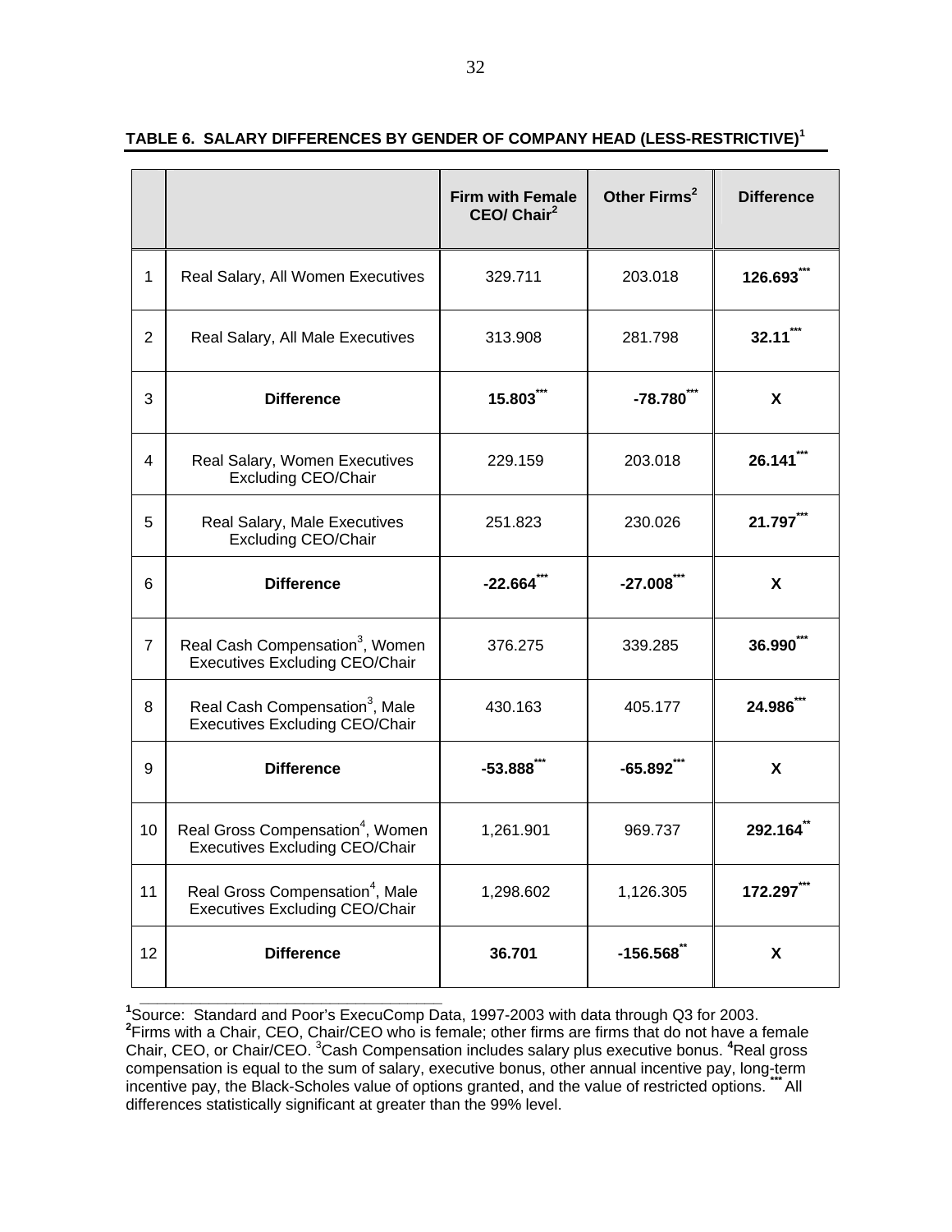**TABLE 6. SALARY DIFFERENCES BY GENDER OF COMPANY HEAD (LESS-RESTRICTIVE)[1]**

| | | Firm with Female CEO/ Chair[2] | Other Firms[2] | Difference |
|---|---|---|---|---|
| 1 | Real Salary, All Women Executives | 329.711 | 203.018 | **126.693*** ** |
| 2 | Real Salary, All Male Executives | 313.908 | 281.798 | **32.11*** ** |
| 3 | **Difference** | **15.803*** ** | **-78.780*** ** | **X** |
| 4 | Real Salary, Women Executives Excluding CEO/Chair | 229.159 | 203.018 | **26.141*** ** |
| 5 | Real Salary, Male Executives Excluding CEO/Chair | 251.823 | 230.026 | **21.797*** ** |
| 6 | **Difference** | **-22.664*** ** | **-27.008*** ** | **X** |
| 7 | Real Cash Compensation[3], Women Executives Excluding CEO/Chair | 376.275 | 339.285 | **36.990*** ** |
| 8 | Real Cash Compensation[3], Male Executives Excluding CEO/Chair | 430.163 | 405.177 | **24.986*** ** |
| 9 | **Difference** | **-53.888*** ** | **-65.892*** ** | **X** |
| 10 | Real Gross Compensation[4], Women Executives Excluding CEO/Chair | 1,261.901 | 969.737 | **292.164** ** |
| 11 | Real Gross Compensation[4], Male Executives Excluding CEO/Chair | 1,298.602 | 1,126.305 | **172.297*** ** |
| 12 | **Difference** | **36.701** | **-156.568** ** | **X** |

[1]Source: Standard and Poor's ExecuComp Data, 1997-2003 with data through Q3 for 2003.
[2]Firms with a Chair, CEO, Chair/CEO who is female; other firms are firms that do not have a female Chair, CEO, or Chair/CEO. [3]Cash Compensation includes salary plus executive bonus. [4]Real gross compensation is equal to the sum of salary, executive bonus, other annual incentive pay, long-term incentive pay, the Black-Scholes value of options granted, and the value of restricted options. *** All differences statistically significant at greater than the 99% level.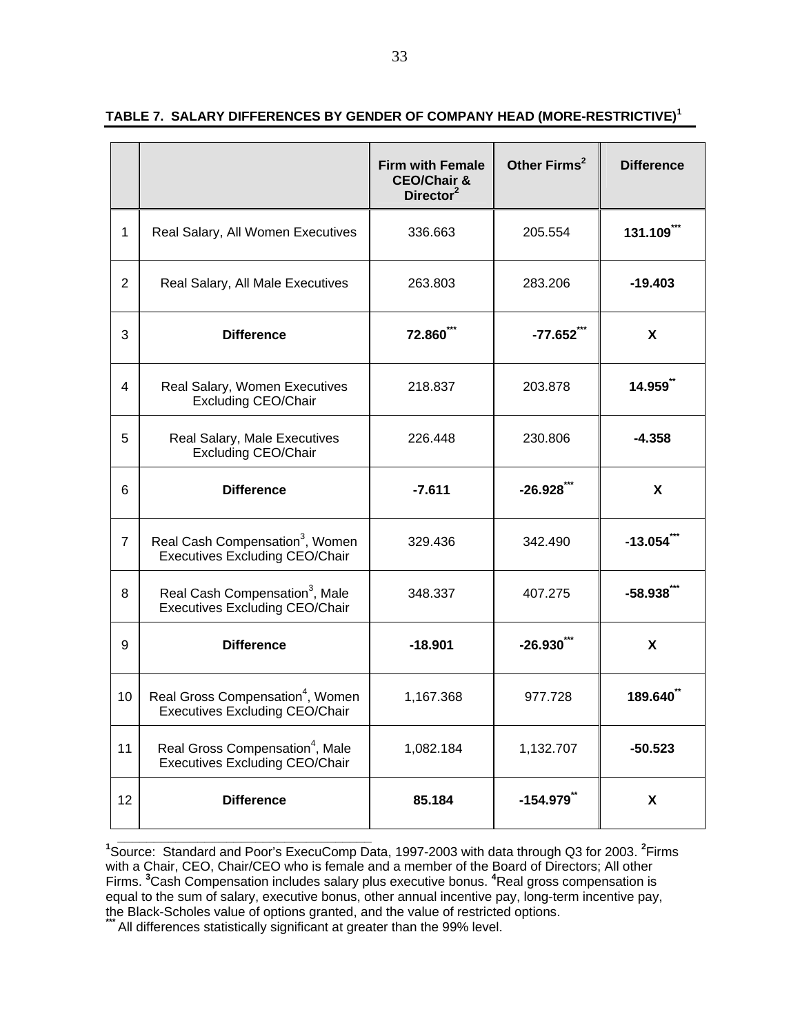**TABLE 7. SALARY DIFFERENCES BY GENDER OF COMPANY HEAD (MORE-RESTRICTIVE)[1]**

| | | Firm with Female CEO/Chair & Director[2] | Other Firms[2] | Difference |
|---|---|---|---|---|
| 1 | Real Salary, All Women Executives | 336.663 | 205.554 | **131.109*****|
| 2 | Real Salary, All Male Executives | 263.803 | 283.206 | **-19.403** |
| 3 | **Difference** | **72.860***** | **-77.652***** | **X** |
| 4 | Real Salary, Women Executives Excluding CEO/Chair | 218.837 | 203.878 | **14.959**** |
| 5 | Real Salary, Male Executives Excluding CEO/Chair | 226.448 | 230.806 | **-4.358** |
| 6 | **Difference** | **-7.611** | **-26.928***** | **X** |
| 7 | Real Cash Compensation[3], Women Executives Excluding CEO/Chair | 329.436 | 342.490 | **-13.054***** |
| 8 | Real Cash Compensation[3], Male Executives Excluding CEO/Chair | 348.337 | 407.275 | **-58.938***** |
| 9 | **Difference** | **-18.901** | **-26.930***** | **X** |
| 10 | Real Gross Compensation[4], Women Executives Excluding CEO/Chair | 1,167.368 | 977.728 | **189.640**** |
| 11 | Real Gross Compensation[4], Male Executives Excluding CEO/Chair | 1,082.184 | 1,132.707 | **-50.523** |
| 12 | **Difference** | **85.184** | **-154.979**** | **X** |

[1]Source: Standard and Poor's ExecuComp Data, 1997-2003 with data through Q3 for 2003. [2]Firms with a Chair, CEO, Chair/CEO who is female and a member of the Board of Directors; All other Firms. [3]Cash Compensation includes salary plus executive bonus. [4]Real gross compensation is equal to the sum of salary, executive bonus, other annual incentive pay, long-term incentive pay, the Black-Scholes value of options granted, and the value of restricted options.

*** All differences statistically significant at greater than the 99% level.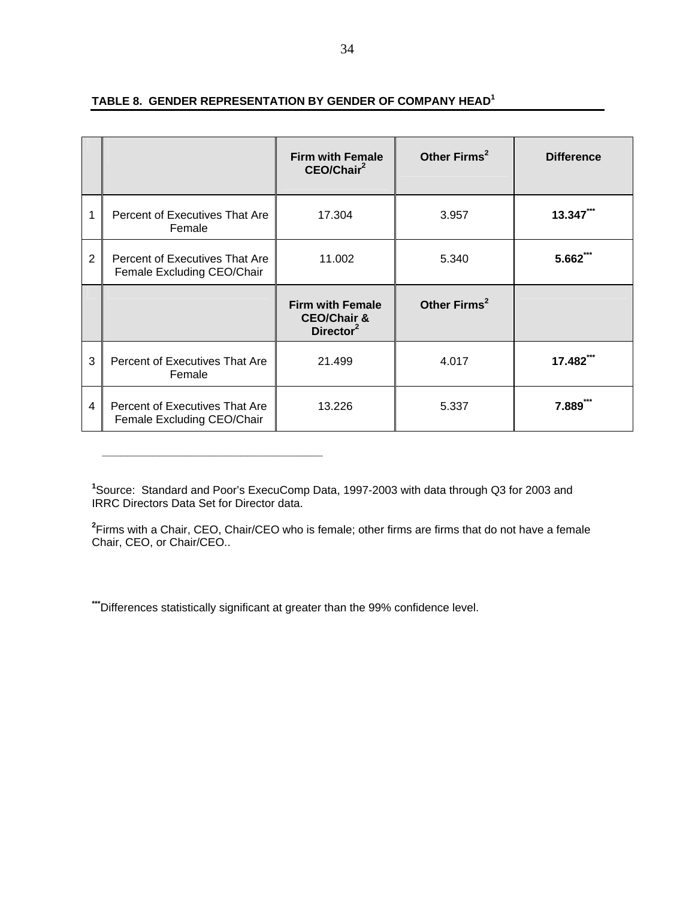**TABLE 8. GENDER REPRESENTATION BY GENDER OF COMPANY HEAD[1]**

| | | Firm with Female CEO/Chair[2] | Other Firms[2] | Difference |
|---|---|---|---|---|
| 1 | Percent of Executives That Are Female | 17.304 | 3.957 | **13.347*** ** |
| 2 | Percent of Executives That Are Female Excluding CEO/Chair | 11.002 | 5.340 | **5.662*** ** |
| | | **Firm with Female CEO/Chair & Director[2]** | **Other Firms[2]** | |
| 3 | Percent of Executives That Are Female | 21.499 | 4.017 | **17.482*** ** |
| 4 | Percent of Executives That Are Female Excluding CEO/Chair | 13.226 | 5.337 | **7.889*** ** |

---

[1]Source: Standard and Poor's ExecuComp Data, 1997-2003 with data through Q3 for 2003 and IRRC Directors Data Set for Director data.

[2]Firms with a Chair, CEO, Chair/CEO who is female; other firms are firms that do not have a female Chair, CEO, or Chair/CEO..

***Differences statistically significant at greater than the 99% confidence level.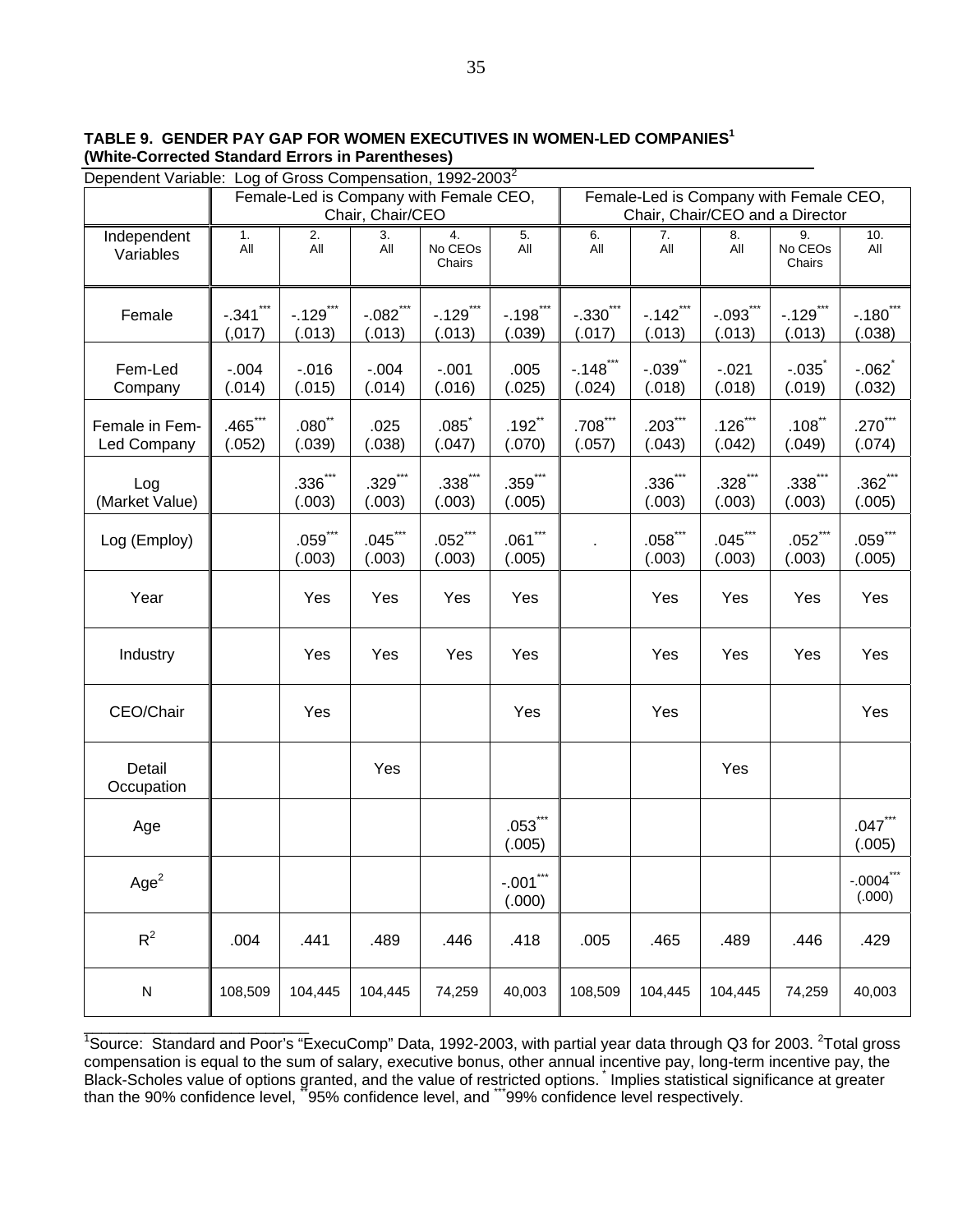**TABLE 9. GENDER PAY GAP FOR WOMEN EXECUTIVES IN WOMEN-LED COMPANIES[1] (White-Corrected Standard Errors in Parentheses)**

Dependent Variable: Log of Gross Compensation, 1992-2003[2]

| | Female-Led is Company with Female CEO, Chair, Chair/CEO | | | | | Female-Led is Company with Female CEO, Chair, Chair/CEO and a Director | | | | |
|---|---|---|---|---|---|---|---|---|---|---|
| Independent Variables | 1. All | 2. All | 3. All | 4. No CEOs Chairs | 5. All | 6. All | 7. All | 8. All | 9. No CEOs Chairs | 10. All |
| Female | -.341*** (,017) | -.129*** (.013) | -.082*** (.013) | -.129*** (.013) | -.198*** (.039) | -.330*** (.017) | -.142*** (.013) | -.093*** (.013) | -.129*** (.013) | -.180*** (.038) |
| Fem-Led Company | -.004 (.014) | -.016 (.015) | -.004 (.014) | -.001 (.016) | .005 (.025) | -.148*** (.024) | -.039** (.018) | -.021 (.018) | -.035* (.019) | -.062* (.032) |
| Female in Fem-Led Company | .465*** (.052) | .080** (.039) | .025 (.038) | .085* (.047) | .192** (.070) | .708*** (.057) | .203*** (.043) | .126*** (.042) | .108** (.049) | .270*** (.074) |
| Log (Market Value) | | .336*** (.003) | .329*** (.003) | .338*** (.003) | .359*** (.005) | | .336*** (.003) | .328*** (.003) | .338*** (.003) | .362*** (.005) |
| Log (Employ) | | .059*** (.003) | .045*** (.003) | .052*** (.003) | .061*** (.005) | . | .058*** (.003) | .045*** (.003) | .052*** (.003) | .059*** (.005) |
| Year | | Yes | Yes | Yes | Yes | | Yes | Yes | Yes | Yes |
| Industry | | Yes | Yes | Yes | Yes | | Yes | Yes | Yes | Yes |
| CEO/Chair | | Yes | | | Yes | | Yes | | | Yes |
| Detail Occupation | | | Yes | | | | | Yes | | |
| Age | | | | | .053*** (.005) | | | | | .047*** (.005) |
| Age$^2$ | | | | | -.001*** (.000) | | | | | -.0004*** (.000) |
| $R^2$ | .004 | .441 | .489 | .446 | .418 | .005 | .465 | .489 | .446 | .429 |
| N | 108,509 | 104,445 | 104,445 | 74,259 | 40,003 | 108,509 | 104,445 | 104,445 | 74,259 | 40,003 |

[1]Source: Standard and Poor's "ExecuComp" Data, 1992-2003, with partial year data through Q3 for 2003. [2]Total gross compensation is equal to the sum of salary, executive bonus, other annual incentive pay, long-term incentive pay, the Black-Scholes value of options granted, and the value of restricted options. * Implies statistical significance at greater than the 90% confidence level, ** 95% confidence level, and *** 99% confidence level respectively.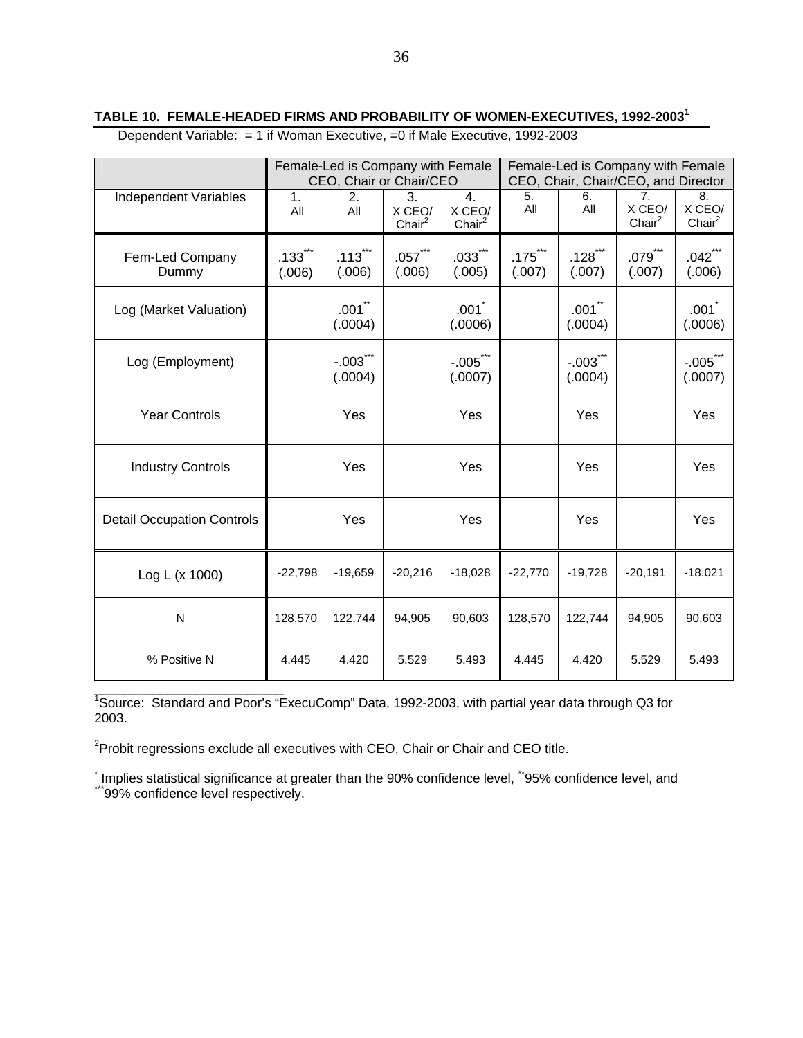**TABLE 10. FEMALE-HEADED FIRMS AND PROBABILITY OF WOMEN-EXECUTIVES, 1992-2003[1]**

Dependent Variable: = 1 if Woman Executive, =0 if Male Executive, 1992-2003

| | Female-Led is Company with Female CEO, Chair or Chair/CEO | | | | Female-Led is Company with Female CEO, Chair, Chair/CEO, and Director | | | |
|---|---|---|---|---|---|---|---|---|
| Independent Variables | 1. All | 2. All | 3. X CEO/ Chair[2] | 4. X CEO/ Chair[2] | 5. All | 6. All | 7. X CEO/ Chair[2] | 8. X CEO/ Chair[2] |
| Fem-Led Company Dummy | .133*** (.006) | .113*** (.006) | .057*** (.006) | .033*** (.005) | .175*** (.007) | .128*** (.007) | .079*** (.007) | .042*** (.006) |
| Log (Market Valuation) | | .001** (.0004) | | .001* (.0006) | | .001** (.0004) | | .001* (.0006) |
| Log (Employment) | | -.003*** (.0004) | | -.005*** (.0007) | | -.003*** (.0004) | | -.005*** (.0007) |
| Year Controls | | Yes | | Yes | | Yes | | Yes |
| Industry Controls | | Yes | | Yes | | Yes | | Yes |
| Detail Occupation Controls | | Yes | | Yes | | Yes | | Yes |
| Log L (x 1000) | -22,798 | -19,659 | -20,216 | -18,028 | -22,770 | -19,728 | -20,191 | -18.021 |
| N | 128,570 | 122,744 | 94,905 | 90,603 | 128,570 | 122,744 | 94,905 | 90,603 |
| % Positive N | 4.445 | 4.420 | 5.529 | 5.493 | 4.445 | 4.420 | 5.529 | 5.493 |

[1]Source: Standard and Poor's "ExecuComp" Data, 1992-2003, with partial year data through Q3 for 2003.

[2]Probit regressions exclude all executives with CEO, Chair or Chair and CEO title.

* Implies statistical significance at greater than the 90% confidence level, **95% confidence level, and ***99% confidence level respectively.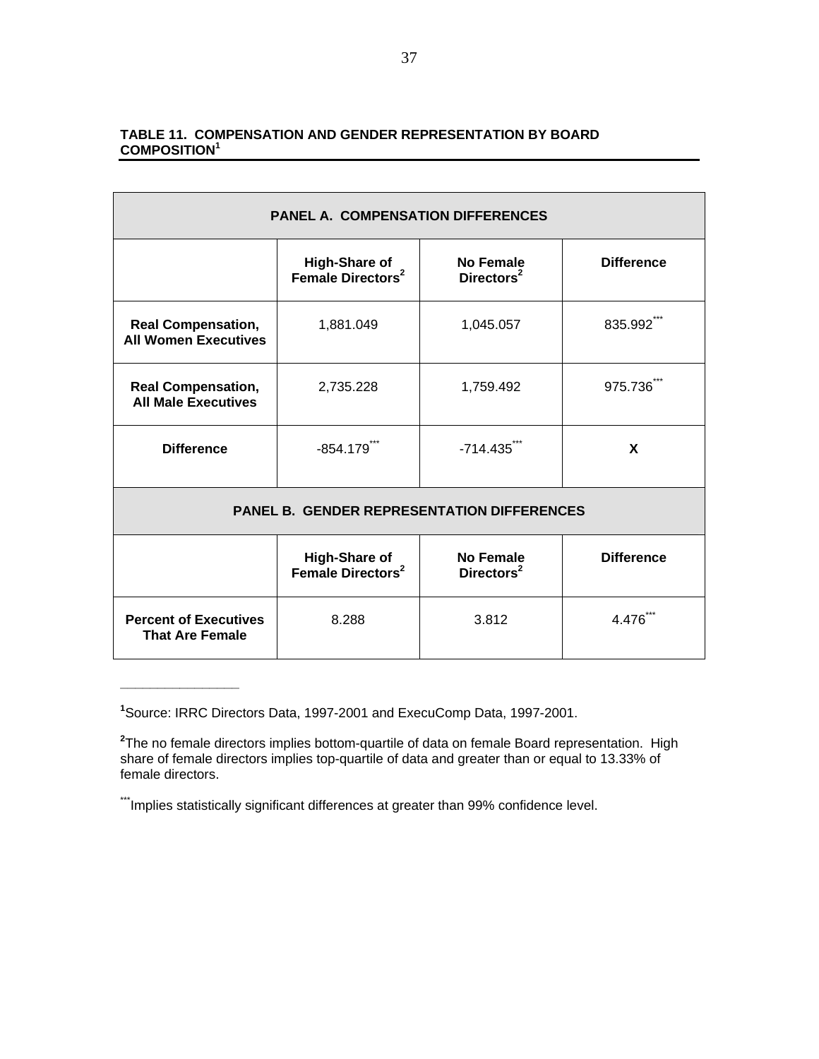**TABLE 11. COMPENSATION AND GENDER REPRESENTATION BY BOARD COMPOSITION[1]**

| PANEL A. COMPENSATION DIFFERENCES | | | |
|---|---|---|---|
| | **High-Share of Female Directors[2]** | **No Female Directors[2]** | **Difference** |
| **Real Compensation, All Women Executives** | 1,881.049 | 1,045.057 | 835.992*** |
| **Real Compensation, All Male Executives** | 2,735.228 | 1,759.492 | 975.736*** |
| **Difference** | -854.179*** | -714.435*** | **X** |
| **PANEL B. GENDER REPRESENTATION DIFFERENCES** | | | |
| | **High-Share of Female Directors[2]** | **No Female Directors[2]** | **Difference** |
| **Percent of Executives That Are Female** | 8.288 | 3.812 | 4.476*** |

---

[1]Source: IRRC Directors Data, 1997-2001 and ExecuComp Data, 1997-2001.

[2]The no female directors implies bottom-quartile of data on female Board representation. High share of female directors implies top-quartile of data and greater than or equal to 13.33% of female directors.

***Implies statistically significant differences at greater than 99% confidence level.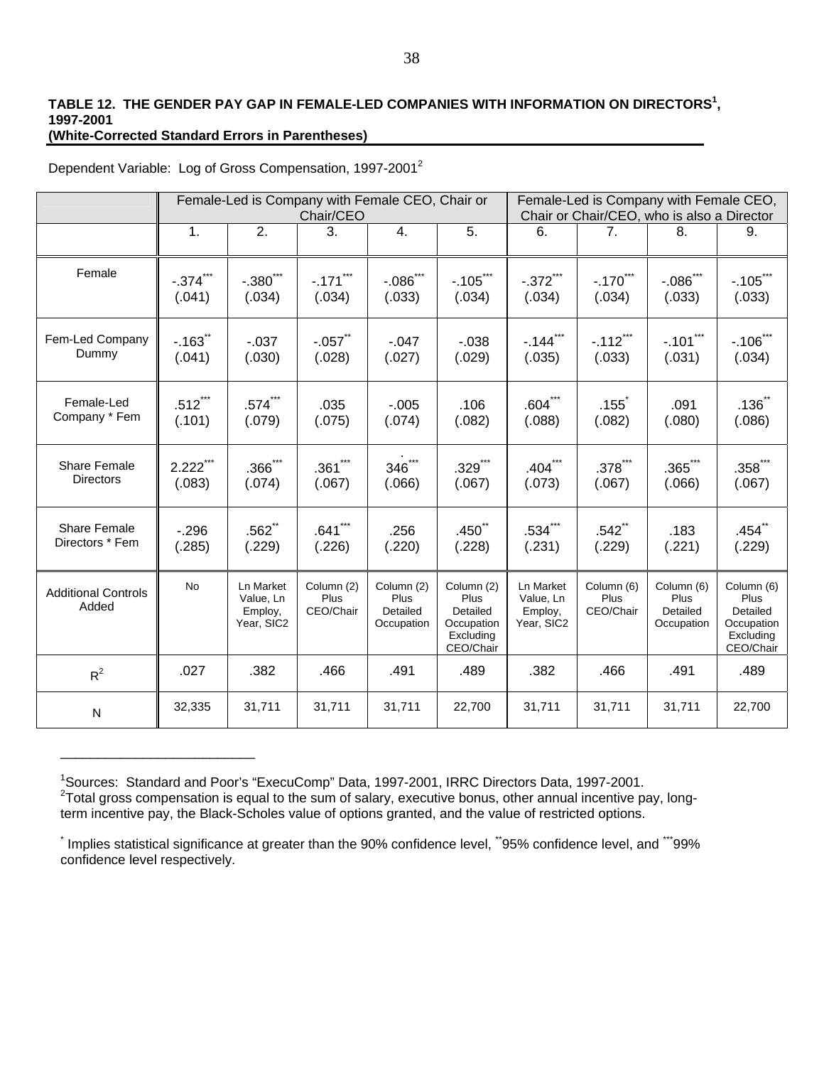**TABLE 12. THE GENDER PAY GAP IN FEMALE-LED COMPANIES WITH INFORMATION ON DIRECTORS[1], 1997-2001**
**(White-Corrected Standard Errors in Parentheses)**

Dependent Variable: Log of Gross Compensation, 1997-2001[2]

| | Female-Led is Company with Female CEO, Chair or Chair/CEO | | | | | Female-Led is Company with Female CEO, Chair or Chair/CEO, who is also a Director | | | |
|---|---|---|---|---|---|---|---|---|---|
| | 1. | 2. | 3. | 4. | 5. | 6. | 7. | 8. | 9. |
| Female | -.374*** (.041) | -.380*** (.034) | -.171*** (.034) | -.086*** (.033) | -.105*** (.034) | -.372*** (.034) | -.170*** (.034) | -.086*** (.033) | -.105*** (.033) |
| Fem-Led Company Dummy | -.163** (.041) | -.037 (.030) | -.057** (.028) | -.047 (.027) | -.038 (.029) | -.144*** (.035) | -.112*** (.033) | -.101*** (.031) | -.106*** (.034) |
| Female-Led Company * Fem | .512*** (.101) | .574*** (.079) | .035 (.075) | -.005 (.074) | .106 (.082) | .604*** (.088) | .155* (.082) | .091 (.080) | .136** (.086) |
| Share Female Directors | 2.222*** (.083) | .366*** (.074) | .361*** (.067) | .346*** (.066) | .329*** (.067) | .404*** (.073) | .378*** (.067) | .365*** (.066) | .358*** (.067) |
| Share Female Directors * Fem | -.296 (.285) | .562** (.229) | .641*** (.226) | .256 (.220) | .450** (.228) | .534*** (.231) | .542** (.229) | .183 (.221) | .454** (.229) |
| Additional Controls Added | No | Ln Market Value, Ln Employ, Year, SIC2 | Column (2) Plus CEO/Chair | Column (2) Plus Detailed Occupation | Column (2) Plus Detailed Occupation Excluding CEO/Chair | Ln Market Value, Ln Employ, Year, SIC2 | Column (6) Plus CEO/Chair | Column (6) Plus Detailed Occupation | Column (6) Plus Detailed Occupation Excluding CEO/Chair |
| $R^2$ | .027 | .382 | .466 | .491 | .489 | .382 | .466 | .491 | .489 |
| N | 32,335 | 31,711 | 31,711 | 31,711 | 22,700 | 31,711 | 31,711 | 31,711 | 22,700 |

---

[1]Sources: Standard and Poor's "ExecuComp" Data, 1997-2001, IRRC Directors Data, 1997-2001.
[2]Total gross compensation is equal to the sum of salary, executive bonus, other annual incentive pay, long-term incentive pay, the Black-Scholes value of options granted, and the value of restricted options.

* Implies statistical significance at greater than the 90% confidence level, **95% confidence level, and ***99% confidence level respectively.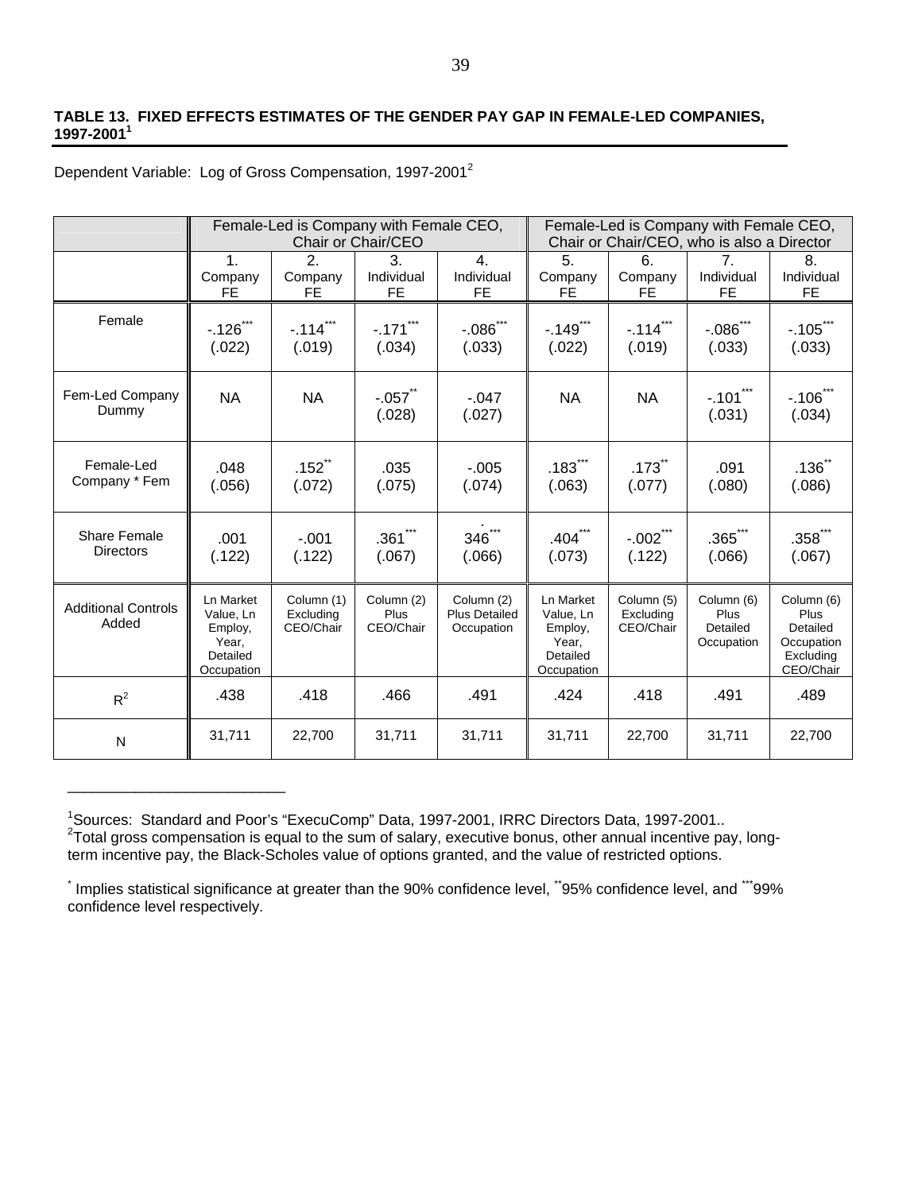**TABLE 13. FIXED EFFECTS ESTIMATES OF THE GENDER PAY GAP IN FEMALE-LED COMPANIES, 1997-2001[1]**

Dependent Variable: Log of Gross Compensation, 1997-2001[2]

| | Female-Led is Company with Female CEO, Chair or Chair/CEO | | | | Female-Led is Company with Female CEO, Chair or Chair/CEO, who is also a Director | | | |
|---|---|---|---|---|---|---|---|---|
| | 1. Company FE | 2. Company FE | 3. Individual FE | 4. Individual FE | 5. Company FE | 6. Company FE | 7. Individual FE | 8. Individual FE |
| Female | -.126*** (.022) | -.114*** (.019) | -.171*** (.034) | -.086*** (.033) | -.149*** (.022) | -.114*** (.019) | -.086*** (.033) | -.105*** (.033) |
| Fem-Led Company Dummy | NA | NA | -.057** (.028) | -.047 (.027) | NA | NA | -.101*** (.031) | -.106*** (.034) |
| Female-Led Company * Fem | .048 (.056) | .152** (.072) | .035 (.075) | -.005 (.074) | .183*** (.063) | .173** (.077) | .091 (.080) | .136** (.086) |
| Share Female Directors | .001 (.122) | -.001 (.122) | .361*** (.067) | .346*** (.066) | .404*** (.073) | -.002*** (.122) | .365*** (.066) | .358*** (.067) |
| Additional Controls Added | Ln Market Value, Ln Employ, Year, Detailed Occupation | Column (1) Excluding CEO/Chair | Column (2) Plus CEO/Chair | Column (2) Plus Detailed Occupation | Ln Market Value, Ln Employ, Year, Detailed Occupation | Column (5) Excluding CEO/Chair | Column (6) Plus Detailed Occupation | Column (6) Plus Detailed Occupation Excluding CEO/Chair |
| $R^2$ | .438 | .418 | .466 | .491 | .424 | .418 | .491 | .489 |
| N | 31,711 | 22,700 | 31,711 | 31,711 | 31,711 | 22,700 | 31,711 | 22,700 |

---

[1]Sources: Standard and Poor's "ExecuComp" Data, 1997-2001, IRRC Directors Data, 1997-2001..

[2]Total gross compensation is equal to the sum of salary, executive bonus, other annual incentive pay, long-term incentive pay, the Black-Scholes value of options granted, and the value of restricted options.

\* Implies statistical significance at greater than the 90% confidence level, ** 95% confidence level, and *** 99% confidence level respectively.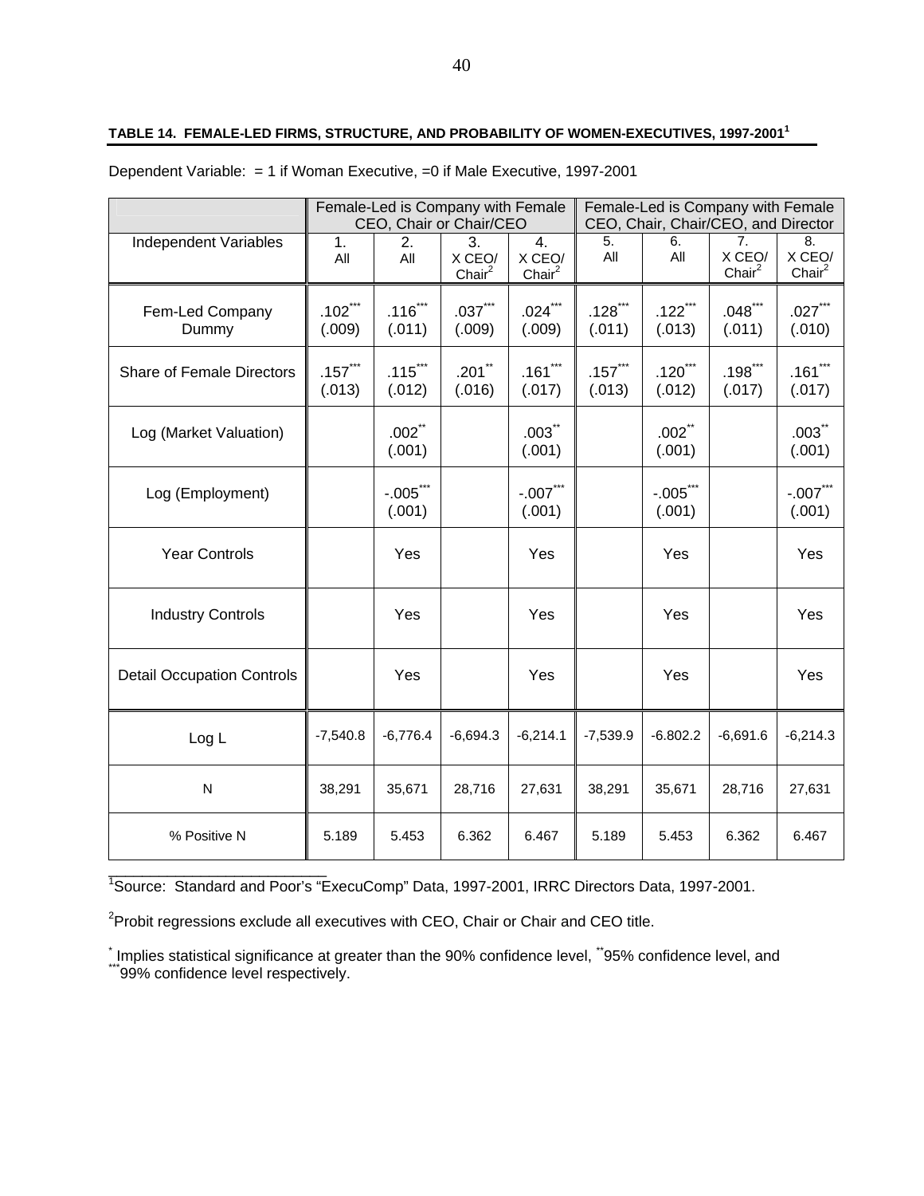**TABLE 14. FEMALE-LED FIRMS, STRUCTURE, AND PROBABILITY OF WOMEN-EXECUTIVES, 1997-2001[1]**

Dependent Variable: = 1 if Woman Executive, =0 if Male Executive, 1997-2001

| | Female-Led is Company with Female CEO, Chair or Chair/CEO | | | | Female-Led is Company with Female CEO, Chair, Chair/CEO, and Director | | | |
|---|---|---|---|---|---|---|---|---|
| Independent Variables | 1. All | 2. All | 3. X CEO/ Chair[2] | 4. X CEO/ Chair[2] | 5. All | 6. All | 7. X CEO/ Chair[2] | 8. X CEO/ Chair[2] |
| Fem-Led Company Dummy | .102*** (.009) | .116*** (.011) | .037*** (.009) | .024*** (.009) | .128*** (.011) | .122*** (.013) | .048*** (.011) | .027*** (.010) |
| Share of Female Directors | .157*** (.013) | .115*** (.012) | .201** (.016) | .161*** (.017) | .157*** (.013) | .120*** (.012) | .198*** (.017) | .161*** (.017) |
| Log (Market Valuation) | | .002** (.001) | | .003** (.001) | | .002** (.001) | | .003** (.001) |
| Log (Employment) | | -.005*** (.001) | | -.007*** (.001) | | -.005*** (.001) | | -.007*** (.001) |
| Year Controls | | Yes | | Yes | | Yes | | Yes |
| Industry Controls | | Yes | | Yes | | Yes | | Yes |
| Detail Occupation Controls | | Yes | | Yes | | Yes | | Yes |
| Log L | -7,540.8 | -6,776.4 | -6,694.3 | -6,214.1 | -7,539.9 | -6.802.2 | -6,691.6 | -6,214.3 |
| N | 38,291 | 35,671 | 28,716 | 27,631 | 38,291 | 35,671 | 28,716 | 27,631 |
| % Positive N | 5.189 | 5.453 | 6.362 | 6.467 | 5.189 | 5.453 | 6.362 | 6.467 |

[1]Source: Standard and Poor's "ExecuComp" Data, 1997-2001, IRRC Directors Data, 1997-2001.

[2]Probit regressions exclude all executives with CEO, Chair or Chair and CEO title.

* Implies statistical significance at greater than the 90% confidence level, **95% confidence level, and ***99% confidence level respectively.